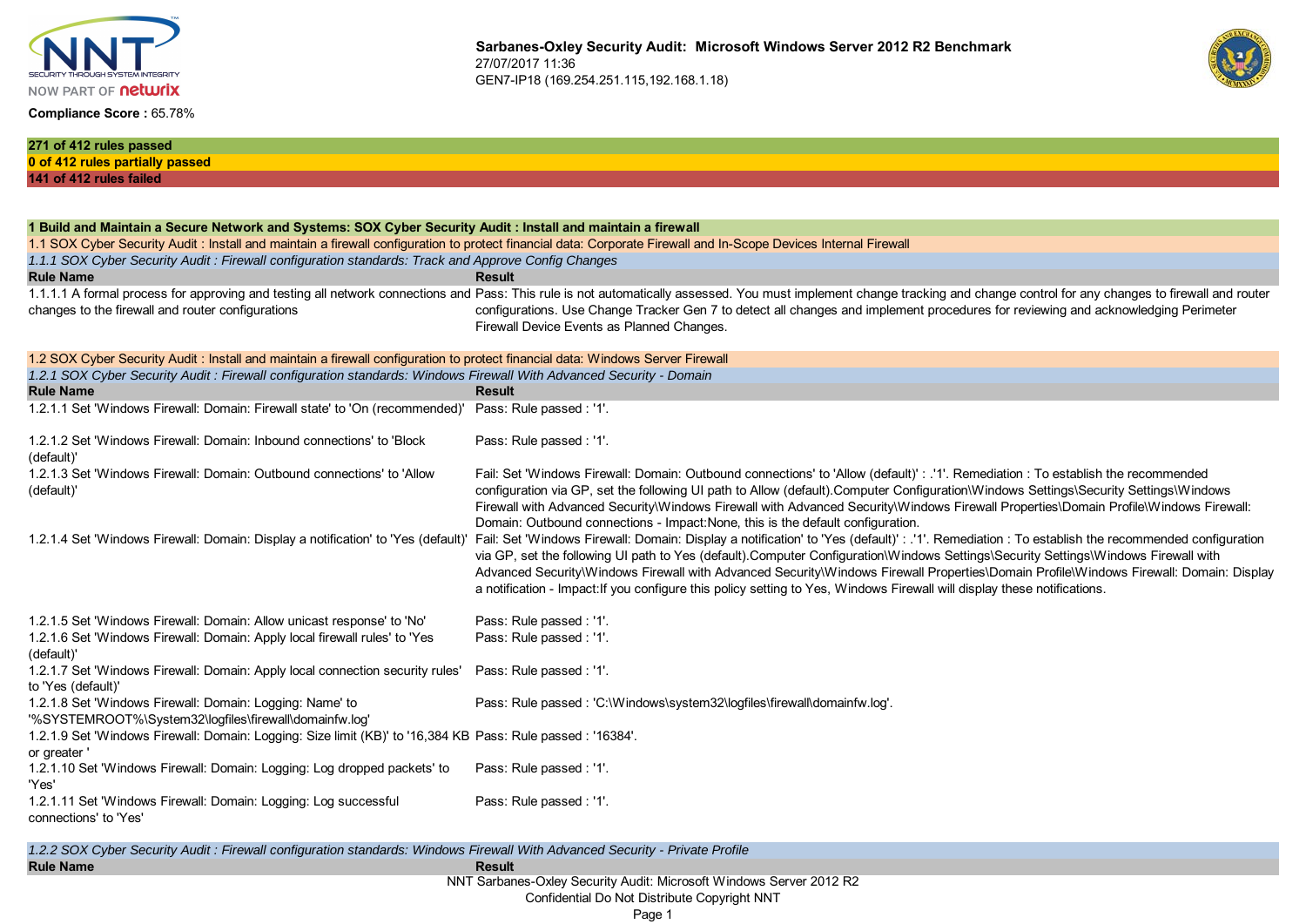# Sarbanes-Oxley Security Audit: Microsoft Windows Server 2012 R2 Benchmark

27/07/2017 11:36

GEN7-IP18 (169.254.251.115,192.168.1.18)

**Compliance Score :** 65.78%

**271 of 412 rules passed**

**0 of 412 rules partially passed**

**141 of 412 rules failed**

## 1 Build and Maintain a Secure Network and Systems: SOX Cyber Security Audit : Install and maintain a firewall

### 1.1 SOX Cyber Security Audit : Install and maintain a firewall configuration to protect financial data: Corporate Firewall and In-Scope Devices Internal Firewall

*1.1.1 SOX Cyber Security Audit : Firewall configuration standards: Track and Approve Config Changes*

| Rule Name | Result |
|---|---|
| 1.1.1.1 A formal process for approving and testing all network connections and changes to the firewall and router configurations | Pass: This rule is not automatically assessed. You must implement change tracking and change control for any changes to firewall and router configurations. Use Change Tracker Gen 7 to detect all changes and implement procedures for reviewing and acknowledging Perimeter Firewall Device Events as Planned Changes. |

### 1.2 SOX Cyber Security Audit : Install and maintain a firewall configuration to protect financial data: Windows Server Firewall

*1.2.1 SOX Cyber Security Audit : Firewall configuration standards: Windows Firewall With Advanced Security - Domain*

| Rule Name | Result |
|---|---|
| 1.2.1.1 Set 'Windows Firewall: Domain: Firewall state' to 'On (recommended)' | Pass: Rule passed : '1'. |
| 1.2.1.2 Set 'Windows Firewall: Domain: Inbound connections' to 'Block (default)' | Pass: Rule passed : '1'. |
| 1.2.1.3 Set 'Windows Firewall: Domain: Outbound connections' to 'Allow (default)' | Fail: Set 'Windows Firewall: Domain: Outbound connections' to 'Allow (default)' : .'1'. Remediation : To establish the recommended configuration via GP, set the following UI path to Allow (default).Computer Configuration\Windows Settings\Security Settings\Windows Firewall with Advanced Security\Windows Firewall with Advanced Security\Windows Firewall Properties\Domain Profile\Windows Firewall: Domain: Outbound connections - Impact:None, this is the default configuration. |
| 1.2.1.4 Set 'Windows Firewall: Domain: Display a notification' to 'Yes (default)' | Fail: Set 'Windows Firewall: Domain: Display a notification' to 'Yes (default)' : .'1'. Remediation : To establish the recommended configuration via GP, set the following UI path to Yes (default).Computer Configuration\Windows Settings\Security Settings\Windows Firewall with Advanced Security\Windows Firewall with Advanced Security\Windows Firewall Properties\Domain Profile\Windows Firewall: Domain: Display a notification - Impact:If you configure this policy setting to Yes, Windows Firewall will display these notifications. |
| 1.2.1.5 Set 'Windows Firewall: Domain: Allow unicast response' to 'No' | Pass: Rule passed : '1'. |
| 1.2.1.6 Set 'Windows Firewall: Domain: Apply local firewall rules' to 'Yes (default)' | Pass: Rule passed : '1'. |
| 1.2.1.7 Set 'Windows Firewall: Domain: Apply local connection security rules' to 'Yes (default)' | Pass: Rule passed : '1'. |
| 1.2.1.8 Set 'Windows Firewall: Domain: Logging: Name' to '%SYSTEMROOT%\System32\logfiles\firewall\domainfw.log' | Pass: Rule passed : 'C:\Windows\system32\logfiles\firewall\domainfw.log'. |
| 1.2.1.9 Set 'Windows Firewall: Domain: Logging: Size limit (KB)' to '16,384 KB or greater ' | Pass: Rule passed : '16384'. |
| 1.2.1.10 Set 'Windows Firewall: Domain: Logging: Log dropped packets' to 'Yes' | Pass: Rule passed : '1'. |
| 1.2.1.11 Set 'Windows Firewall: Domain: Logging: Log successful connections' to 'Yes' | Pass: Rule passed : '1'. |

*1.2.2 SOX Cyber Security Audit : Firewall configuration standards: Windows Firewall With Advanced Security - Private Profile*

| Rule Name | Result |
|---|---|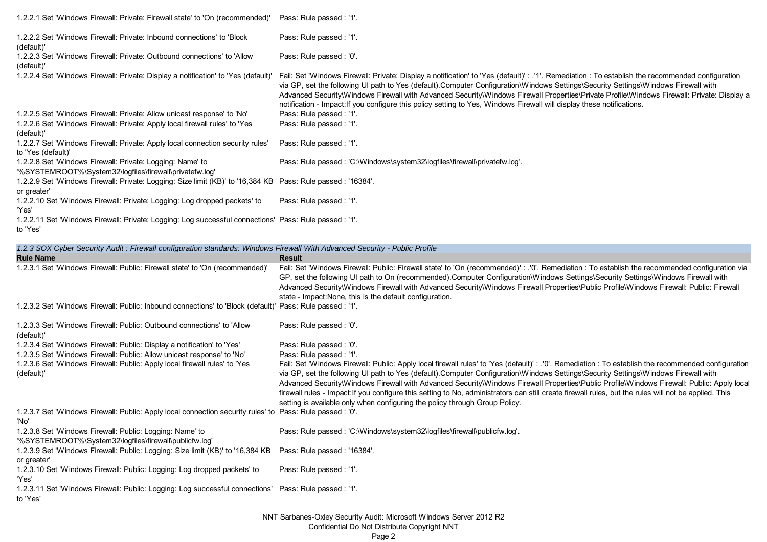| Rule Name | Result |
|---|---|
| 1.2.2.1 Set 'Windows Firewall: Private: Firewall state' to 'On (recommended)' | Pass: Rule passed : '1'. |
| 1.2.2.2 Set 'Windows Firewall: Private: Inbound connections' to 'Block (default)' | Pass: Rule passed : '1'. |
| 1.2.2.3 Set 'Windows Firewall: Private: Outbound connections' to 'Allow (default)' | Pass: Rule passed : '0'. |
| 1.2.2.4 Set 'Windows Firewall: Private: Display a notification' to 'Yes (default)' | Fail: Set 'Windows Firewall: Private: Display a notification' to 'Yes (default)' : .'1'. Remediation : To establish the recommended configuration via GP, set the following UI path to Yes (default).Computer Configuration\Windows Settings\Security Settings\Windows Firewall with Advanced Security\Windows Firewall with Advanced Security\Windows Firewall Properties\Private Profile\Windows Firewall: Private: Display a notification - Impact:If you configure this policy setting to Yes, Windows Firewall will display these notifications. |
| 1.2.2.5 Set 'Windows Firewall: Private: Allow unicast response' to 'No' | Pass: Rule passed : '1'. |
| 1.2.2.6 Set 'Windows Firewall: Private: Apply local firewall rules' to 'Yes (default)' | Pass: Rule passed : '1'. |
| 1.2.2.7 Set 'Windows Firewall: Private: Apply local connection security rules' to 'Yes (default)' | Pass: Rule passed : '1'. |
| 1.2.2.8 Set 'Windows Firewall: Private: Logging: Name' to '%SYSTEMROOT%\System32\logfiles\firewall\privatefw.log' | Pass: Rule passed : 'C:\Windows\system32\logfiles\firewall\privatefw.log'. |
| 1.2.2.9 Set 'Windows Firewall: Private: Logging: Size limit (KB)' to '16,384 KB or greater' | Pass: Rule passed : '16384'. |
| 1.2.2.10 Set 'Windows Firewall: Private: Logging: Log dropped packets' to 'Yes' | Pass: Rule passed : '1'. |
| 1.2.2.11 Set 'Windows Firewall: Private: Logging: Log successful connections' to 'Yes' | Pass: Rule passed : '1'. |

*1.2.3 SOX Cyber Security Audit : Firewall configuration standards: Windows Firewall With Advanced Security - Public Profile*

| Rule Name | Result |
|---|---|
| 1.2.3.1 Set 'Windows Firewall: Public: Firewall state' to 'On (recommended)' | Fail: Set 'Windows Firewall: Public: Firewall state' to 'On (recommended)' : .'0'. Remediation : To establish the recommended configuration via GP, set the following UI path to On (recommended).Computer Configuration\Windows Settings\Security Settings\Windows Firewall with Advanced Security\Windows Firewall with Advanced Security\Windows Firewall Properties\Public Profile\Windows Firewall: Public: Firewall state - Impact:None, this is the default configuration. |
| 1.2.3.2 Set 'Windows Firewall: Public: Inbound connections' to 'Block (default)' | Pass: Rule passed : '1'. |
| 1.2.3.3 Set 'Windows Firewall: Public: Outbound connections' to 'Allow (default)' | Pass: Rule passed : '0'. |
| 1.2.3.4 Set 'Windows Firewall: Public: Display a notification' to 'Yes' | Pass: Rule passed : '0'. |
| 1.2.3.5 Set 'Windows Firewall: Public: Allow unicast response' to 'No' | Pass: Rule passed : '1'. |
| 1.2.3.6 Set 'Windows Firewall: Public: Apply local firewall rules' to 'Yes (default)' | Fail: Set 'Windows Firewall: Public: Apply local firewall rules' to 'Yes (default)' : .'0'. Remediation : To establish the recommended configuration via GP, set the following UI path to Yes (default).Computer Configuration\Windows Settings\Security Settings\Windows Firewall with Advanced Security\Windows Firewall with Advanced Security\Windows Firewall Properties\Public Profile\Windows Firewall: Public: Apply local firewall rules - Impact:If you configure this setting to No, administrators can still create firewall rules, but the rules will not be applied. This setting is available only when configuring the policy through Group Policy. |
| 1.2.3.7 Set 'Windows Firewall: Public: Apply local connection security rules' to 'No' | Pass: Rule passed : '0'. |
| 1.2.3.8 Set 'Windows Firewall: Public: Logging: Name' to '%SYSTEMROOT%\System32\logfiles\firewall\publicfw.log' | Pass: Rule passed : 'C:\Windows\system32\logfiles\firewall\publicfw.log'. |
| 1.2.3.9 Set 'Windows Firewall: Public: Logging: Size limit (KB)' to '16,384 KB or greater' | Pass: Rule passed : '16384'. |
| 1.2.3.10 Set 'Windows Firewall: Public: Logging: Log dropped packets' to 'Yes' | Pass: Rule passed : '1'. |
| 1.2.3.11 Set 'Windows Firewall: Public: Logging: Log successful connections' to 'Yes' | Pass: Rule passed : '1'. |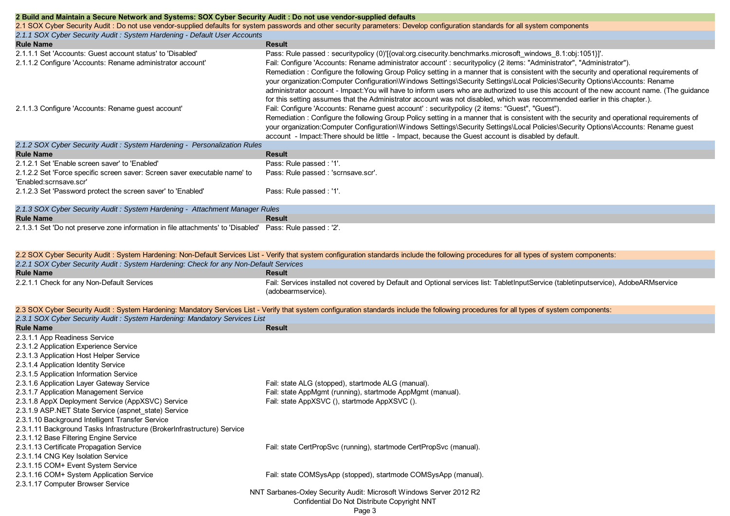## 2 Build and Maintain a Secure Network and Systems: SOX Cyber Security Audit : Do not use vendor-supplied defaults

### 2.1 SOX Cyber Security Audit : Do not use vendor-supplied defaults for system passwords and other security parameters: Develop configuration standards for all system components

#### *2.1.1 SOX Cyber Security Audit : System Hardening - Default User Accounts*

| Rule Name | Result |
|---|---|
| 2.1.1.1 Set 'Accounts: Guest account status' to 'Disabled' | Pass: Rule passed : securitypolicy (0)'[{oval:org.cisecurity.benchmarks.microsoft_windows_8.1:obj:1051}]'. |
| 2.1.1.2 Configure 'Accounts: Rename administrator account' | Fail: Configure 'Accounts: Rename administrator account' : securitypolicy (2 items: "Administrator", "Administrator"). Remediation : Configure the following Group Policy setting in a manner that is consistent with the security and operational requirements of your organization:Computer Configuration\Windows Settings\Security Settings\Local Policies\Security Options\Accounts: Rename administrator account - Impact:You will have to inform users who are authorized to use this account of the new account name. (The guidance for this setting assumes that the Administrator account was not disabled, which was recommended earlier in this chapter.). |
| 2.1.1.3 Configure 'Accounts: Rename guest account' | Fail: Configure 'Accounts: Rename guest account' : securitypolicy (2 items: "Guest", "Guest"). Remediation : Configure the following Group Policy setting in a manner that is consistent with the security and operational requirements of your organization:Computer Configuration\Windows Settings\Security Settings\Local Policies\Security Options\Accounts: Rename guest account - Impact:There should be little - Impact, because the Guest account is disabled by default. |

#### *2.1.2 SOX Cyber Security Audit : System Hardening - Personalization Rules*

| Rule Name | Result |
|---|---|
| 2.1.2.1 Set 'Enable screen saver' to 'Enabled' | Pass: Rule passed : '1'. |
| 2.1.2.2 Set 'Force specific screen saver: Screen saver executable name' to 'Enabled:scrnsave.scr' | Pass: Rule passed : 'scrnsave.scr'. |
| 2.1.2.3 Set 'Password protect the screen saver' to 'Enabled' | Pass: Rule passed : '1'. |

#### *2.1.3 SOX Cyber Security Audit : System Hardening - Attachment Manager Rules*

| Rule Name | Result |
|---|---|
| 2.1.3.1 Set 'Do not preserve zone information in file attachments' to 'Disabled' | Pass: Rule passed : '2'. |

### 2.2 SOX Cyber Security Audit : System Hardening: Non-Default Services List - Verify that system configuration standards include the following procedures for all types of system components:

#### *2.2.1 SOX Cyber Security Audit : System Hardening: Check for any Non-Default Services*

| Rule Name | Result |
|---|---|
| 2.2.1.1 Check for any Non-Default Services | Fail: Services installed not covered by Default and Optional services list: TabletInputService (tabletinputservice), AdobeARMservice (adobearmservice). |

### 2.3 SOX Cyber Security Audit : System Hardening: Mandatory Services List - Verify that system configuration standards include the following procedures for all types of system components:

#### *2.3.1 SOX Cyber Security Audit : System Hardening: Mandatory Services List*

| Rule Name | Result |
|---|---|
| 2.3.1.1 App Readiness Service | |
| 2.3.1.2 Application Experience Service | |
| 2.3.1.3 Application Host Helper Service | |
| 2.3.1.4 Application Identity Service | |
| 2.3.1.5 Application Information Service | |
| 2.3.1.6 Application Layer Gateway Service | Fail: state ALG (stopped), startmode ALG (manual). |
| 2.3.1.7 Application Management Service | Fail: state AppMgmt (running), startmode AppMgmt (manual). |
| 2.3.1.8 AppX Deployment Service (AppXSVC) Service | Fail: state AppXSVC (), startmode AppXSVC (). |
| 2.3.1.9 ASP.NET State Service (aspnet_state) Service | |
| 2.3.1.10 Background Intelligent Transfer Service | |
| 2.3.1.11 Background Tasks Infrastructure (BrokerInfrastructure) Service | |
| 2.3.1.12 Base Filtering Engine Service | |
| 2.3.1.13 Certificate Propagation Service | Fail: state CertPropSvc (running), startmode CertPropSvc (manual). |
| 2.3.1.14 CNG Key Isolation Service | |
| 2.3.1.15 COM+ Event System Service | |
| 2.3.1.16 COM+ System Application Service | Fail: state COMSysApp (stopped), startmode COMSysApp (manual). |
| 2.3.1.17 Computer Browser Service | |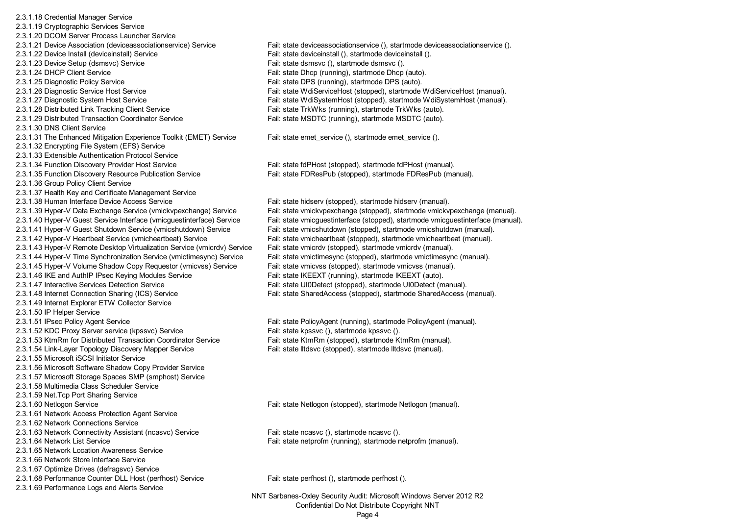| Check | Result |
|---|---|
| 2.3.1.18 Credential Manager Service | |
| 2.3.1.19 Cryptographic Services Service | |
| 2.3.1.20 DCOM Server Process Launcher Service | |
| 2.3.1.21 Device Association (deviceassociationservice) Service | Fail: state deviceassociationservice (), startmode deviceassociationservice (). |
| 2.3.1.22 Device Install (deviceinstall) Service | Fail: state deviceinstall (), startmode deviceinstall (). |
| 2.3.1.23 Device Setup (dsmsvc) Service | Fail: state dsmsvc (), startmode dsmsvc (). |
| 2.3.1.24 DHCP Client Service | Fail: state Dhcp (running), startmode Dhcp (auto). |
| 2.3.1.25 Diagnostic Policy Service | Fail: state DPS (running), startmode DPS (auto). |
| 2.3.1.26 Diagnostic Service Host Service | Fail: state WdiServiceHost (stopped), startmode WdiServiceHost (manual). |
| 2.3.1.27 Diagnostic System Host Service | Fail: state WdiSystemHost (stopped), startmode WdiSystemHost (manual). |
| 2.3.1.28 Distributed Link Tracking Client Service | Fail: state TrkWks (running), startmode TrkWks (auto). |
| 2.3.1.29 Distributed Transaction Coordinator Service | Fail: state MSDTC (running), startmode MSDTC (auto). |
| 2.3.1.30 DNS Client Service | |
| 2.3.1.31 The Enhanced Mitigation Experience Toolkit (EMET) Service | Fail: state emet_service (), startmode emet_service (). |
| 2.3.1.32 Encrypting File System (EFS) Service | |
| 2.3.1.33 Extensible Authentication Protocol Service | |
| 2.3.1.34 Function Discovery Provider Host Service | Fail: state fdPHost (stopped), startmode fdPHost (manual). |
| 2.3.1.35 Function Discovery Resource Publication Service | Fail: state FDResPub (stopped), startmode FDResPub (manual). |
| 2.3.1.36 Group Policy Client Service | |
| 2.3.1.37 Health Key and Certificate Management Service | |
| 2.3.1.38 Human Interface Device Access Service | Fail: state hidserv (stopped), startmode hidserv (manual). |
| 2.3.1.39 Hyper-V Data Exchange Service (vmickvpexchange) Service | Fail: state vmickvpexchange (stopped), startmode vmickvpexchange (manual). |
| 2.3.1.40 Hyper-V Guest Service Interface (vmicguestinterface) Service | Fail: state vmicguestinterface (stopped), startmode vmicguestinterface (manual). |
| 2.3.1.41 Hyper-V Guest Shutdown Service (vmicshutdown) Service | Fail: state vmicshutdown (stopped), startmode vmicshutdown (manual). |
| 2.3.1.42 Hyper-V Heartbeat Service (vmicheartbeat) Service | Fail: state vmicheartbeat (stopped), startmode vmicheartbeat (manual). |
| 2.3.1.43 Hyper-V Remote Desktop Virtualization Service (vmicrdv) Service | Fail: state vmicrdv (stopped), startmode vmicrdv (manual). |
| 2.3.1.44 Hyper-V Time Synchronization Service (vmictimesync) Service | Fail: state vmictimesync (stopped), startmode vmictimesync (manual). |
| 2.3.1.45 Hyper-V Volume Shadow Copy Requestor (vmicvss) Service | Fail: state vmicvss (stopped), startmode vmicvss (manual). |
| 2.3.1.46 IKE and AuthIP IPsec Keying Modules Service | Fail: state IKEEXT (running), startmode IKEEXT (auto). |
| 2.3.1.47 Interactive Services Detection Service | Fail: state UI0Detect (stopped), startmode UI0Detect (manual). |
| 2.3.1.48 Internet Connection Sharing (ICS) Service | Fail: state SharedAccess (stopped), startmode SharedAccess (manual). |
| 2.3.1.49 Internet Explorer ETW Collector Service | |
| 2.3.1.50 IP Helper Service | |
| 2.3.1.51 IPsec Policy Agent Service | Fail: state PolicyAgent (running), startmode PolicyAgent (manual). |
| 2.3.1.52 KDC Proxy Server service (kpssvc) Service | Fail: state kpssvc (), startmode kpssvc (). |
| 2.3.1.53 KtmRm for Distributed Transaction Coordinator Service | Fail: state KtmRm (stopped), startmode KtmRm (manual). |
| 2.3.1.54 Link-Layer Topology Discovery Mapper Service | Fail: state lltdsvc (stopped), startmode lltdsvc (manual). |
| 2.3.1.55 Microsoft iSCSI Initiator Service | |
| 2.3.1.56 Microsoft Software Shadow Copy Provider Service | |
| 2.3.1.57 Microsoft Storage Spaces SMP (smphost) Service | |
| 2.3.1.58 Multimedia Class Scheduler Service | |
| 2.3.1.59 Net.Tcp Port Sharing Service | |
| 2.3.1.60 Netlogon Service | Fail: state Netlogon (stopped), startmode Netlogon (manual). |
| 2.3.1.61 Network Access Protection Agent Service | |
| 2.3.1.62 Network Connections Service | |
| 2.3.1.63 Network Connectivity Assistant (ncasvc) Service | Fail: state ncasvc (), startmode ncasvc (). |
| 2.3.1.64 Network List Service | Fail: state netprofm (running), startmode netprofm (manual). |
| 2.3.1.65 Network Location Awareness Service | |
| 2.3.1.66 Network Store Interface Service | |
| 2.3.1.67 Optimize Drives (defragsvc) Service | |
| 2.3.1.68 Performance Counter DLL Host (perfhost) Service | Fail: state perfhost (), startmode perfhost (). |
| 2.3.1.69 Performance Logs and Alerts Service | |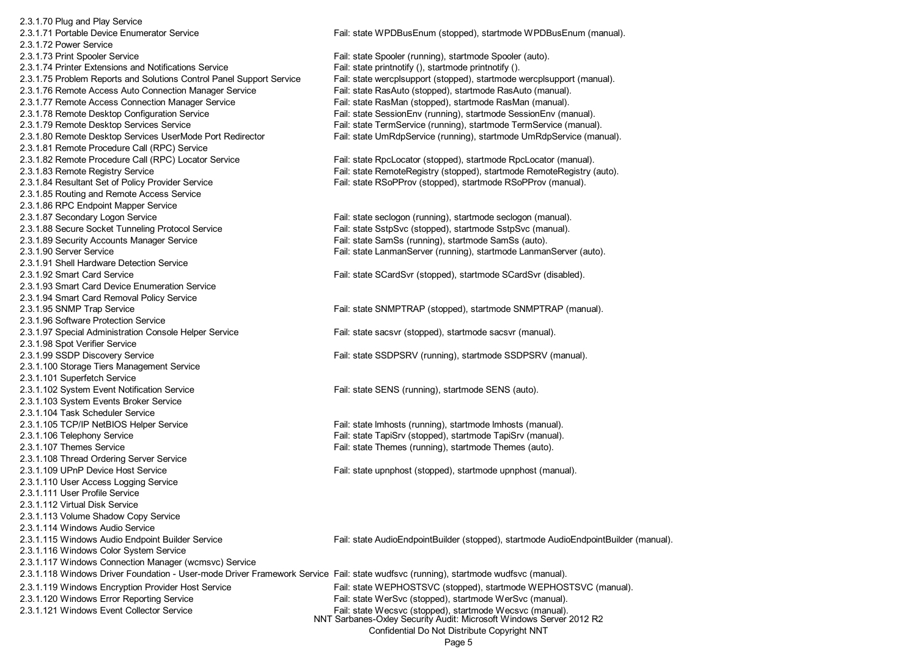| Check | Result |
| --- | --- |
| 2.3.1.70 Plug and Play Service | |
| 2.3.1.71 Portable Device Enumerator Service | Fail: state WPDBusEnum (stopped), startmode WPDBusEnum (manual). |
| 2.3.1.72 Power Service | |
| 2.3.1.73 Print Spooler Service | Fail: state Spooler (running), startmode Spooler (auto). |
| 2.3.1.74 Printer Extensions and Notifications Service | Fail: state printnotify (), startmode printnotify (). |
| 2.3.1.75 Problem Reports and Solutions Control Panel Support Service | Fail: state wercplsupport (stopped), startmode wercplsupport (manual). |
| 2.3.1.76 Remote Access Auto Connection Manager Service | Fail: state RasAuto (stopped), startmode RasAuto (manual). |
| 2.3.1.77 Remote Access Connection Manager Service | Fail: state RasMan (stopped), startmode RasMan (manual). |
| 2.3.1.78 Remote Desktop Configuration Service | Fail: state SessionEnv (running), startmode SessionEnv (manual). |
| 2.3.1.79 Remote Desktop Services Service | Fail: state TermService (running), startmode TermService (manual). |
| 2.3.1.80 Remote Desktop Services UserMode Port Redirector | Fail: state UmRdpService (running), startmode UmRdpService (manual). |
| 2.3.1.81 Remote Procedure Call (RPC) Service | |
| 2.3.1.82 Remote Procedure Call (RPC) Locator Service | Fail: state RpcLocator (stopped), startmode RpcLocator (manual). |
| 2.3.1.83 Remote Registry Service | Fail: state RemoteRegistry (stopped), startmode RemoteRegistry (auto). |
| 2.3.1.84 Resultant Set of Policy Provider Service | Fail: state RSoPProv (stopped), startmode RSoPProv (manual). |
| 2.3.1.85 Routing and Remote Access Service | |
| 2.3.1.86 RPC Endpoint Mapper Service | |
| 2.3.1.87 Secondary Logon Service | Fail: state seclogon (running), startmode seclogon (manual). |
| 2.3.1.88 Secure Socket Tunneling Protocol Service | Fail: state SstpSvc (stopped), startmode SstpSvc (manual). |
| 2.3.1.89 Security Accounts Manager Service | Fail: state SamSs (running), startmode SamSs (auto). |
| 2.3.1.90 Server Service | Fail: state LanmanServer (running), startmode LanmanServer (auto). |
| 2.3.1.91 Shell Hardware Detection Service | |
| 2.3.1.92 Smart Card Service | Fail: state SCardSvr (stopped), startmode SCardSvr (disabled). |
| 2.3.1.93 Smart Card Device Enumeration Service | |
| 2.3.1.94 Smart Card Removal Policy Service | |
| 2.3.1.95 SNMP Trap Service | Fail: state SNMPTRAP (stopped), startmode SNMPTRAP (manual). |
| 2.3.1.96 Software Protection Service | |
| 2.3.1.97 Special Administration Console Helper Service | Fail: state sacsvr (stopped), startmode sacsvr (manual). |
| 2.3.1.98 Spot Verifier Service | |
| 2.3.1.99 SSDP Discovery Service | Fail: state SSDPSRV (running), startmode SSDPSRV (manual). |
| 2.3.1.100 Storage Tiers Management Service | |
| 2.3.1.101 Superfetch Service | |
| 2.3.1.102 System Event Notification Service | Fail: state SENS (running), startmode SENS (auto). |
| 2.3.1.103 System Events Broker Service | |
| 2.3.1.104 Task Scheduler Service | |
| 2.3.1.105 TCP/IP NetBIOS Helper Service | Fail: state lmhosts (running), startmode lmhosts (manual). |
| 2.3.1.106 Telephony Service | Fail: state TapiSrv (stopped), startmode TapiSrv (manual). |
| 2.3.1.107 Themes Service | Fail: state Themes (running), startmode Themes (auto). |
| 2.3.1.108 Thread Ordering Server Service | |
| 2.3.1.109 UPnP Device Host Service | Fail: state upnphost (stopped), startmode upnphost (manual). |
| 2.3.1.110 User Access Logging Service | |
| 2.3.1.111 User Profile Service | |
| 2.3.1.112 Virtual Disk Service | |
| 2.3.1.113 Volume Shadow Copy Service | |
| 2.3.1.114 Windows Audio Service | |
| 2.3.1.115 Windows Audio Endpoint Builder Service | Fail: state AudioEndpointBuilder (stopped), startmode AudioEndpointBuilder (manual). |
| 2.3.1.116 Windows Color System Service | |
| 2.3.1.117 Windows Connection Manager (wcmsvc) Service | |
| 2.3.1.118 Windows Driver Foundation - User-mode Driver Framework Service | Fail: state wudfsvc (running), startmode wudfsvc (manual). |
| 2.3.1.119 Windows Encryption Provider Host Service | Fail: state WEPHOSTSVC (stopped), startmode WEPHOSTSVC (manual). |
| 2.3.1.120 Windows Error Reporting Service | Fail: state WerSvc (stopped), startmode WerSvc (manual). |
| 2.3.1.121 Windows Event Collector Service | Fail: state Wecsvc (stopped), startmode Wecsvc (manual). |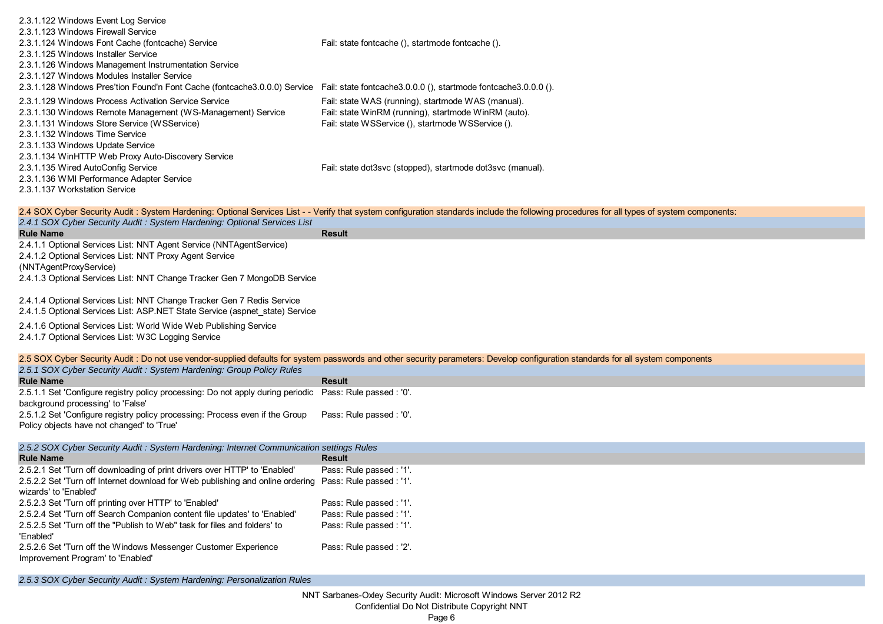| Rule Name | Result |
| --- | --- |
| 2.3.1.122 Windows Event Log Service | |
| 2.3.1.123 Windows Firewall Service | |
| 2.3.1.124 Windows Font Cache (fontcache) Service | Fail: state fontcache (), startmode fontcache (). |
| 2.3.1.125 Windows Installer Service | |
| 2.3.1.126 Windows Management Instrumentation Service | |
| 2.3.1.127 Windows Modules Installer Service | |
| 2.3.1.128 Windows Pres'tion Found'n Font Cache (fontcache3.0.0.0) Service | Fail: state fontcache3.0.0.0 (), startmode fontcache3.0.0.0 (). |
| 2.3.1.129 Windows Process Activation Service Service | Fail: state WAS (running), startmode WAS (manual). |
| 2.3.1.130 Windows Remote Management (WS-Management) Service | Fail: state WinRM (running), startmode WinRM (auto). |
| 2.3.1.131 Windows Store Service (WSService) | Fail: state WSService (), startmode WSService (). |
| 2.3.1.132 Windows Time Service | |
| 2.3.1.133 Windows Update Service | |
| 2.3.1.134 WinHTTP Web Proxy Auto-Discovery Service | |
| 2.3.1.135 Wired AutoConfig Service | Fail: state dot3svc (stopped), startmode dot3svc (manual). |
| 2.3.1.136 WMI Performance Adapter Service | |
| 2.3.1.137 Workstation Service | |

## 2.4 SOX Cyber Security Audit : System Hardening: Optional Services List - - Verify that system configuration standards include the following procedures for all types of system components:

### *2.4.1 SOX Cyber Security Audit : System Hardening: Optional Services List*

| Rule Name | Result |
| --- | --- |
| 2.4.1.1 Optional Services List: NNT Agent Service (NNTAgentService) | |
| 2.4.1.2 Optional Services List: NNT Proxy Agent Service (NNTAgentProxyService) | |
| 2.4.1.3 Optional Services List: NNT Change Tracker Gen 7 MongoDB Service | |
| 2.4.1.4 Optional Services List: NNT Change Tracker Gen 7 Redis Service | |
| 2.4.1.5 Optional Services List: ASP.NET State Service (aspnet_state) Service | |
| 2.4.1.6 Optional Services List: World Wide Web Publishing Service | |
| 2.4.1.7 Optional Services List: W3C Logging Service | |

## 2.5 SOX Cyber Security Audit : Do not use vendor-supplied defaults for system passwords and other security parameters: Develop configuration standards for all system components

### *2.5.1 SOX Cyber Security Audit : System Hardening: Group Policy Rules*

| Rule Name | Result |
| --- | --- |
| 2.5.1.1 Set 'Configure registry policy processing: Do not apply during periodic background processing' to 'False' | Pass: Rule passed : '0'. |
| 2.5.1.2 Set 'Configure registry policy processing: Process even if the Group Policy objects have not changed' to 'True' | Pass: Rule passed : '0'. |

### *2.5.2 SOX Cyber Security Audit : System Hardening: Internet Communication settings Rules*

| Rule Name | Result |
| --- | --- |
| 2.5.2.1 Set 'Turn off downloading of print drivers over HTTP' to 'Enabled' | Pass: Rule passed : '1'. |
| 2.5.2.2 Set 'Turn off Internet download for Web publishing and online ordering wizards' to 'Enabled' | Pass: Rule passed : '1'. |
| 2.5.2.3 Set 'Turn off printing over HTTP' to 'Enabled' | Pass: Rule passed : '1'. |
| 2.5.2.4 Set 'Turn off Search Companion content file updates' to 'Enabled' | Pass: Rule passed : '1'. |
| 2.5.2.5 Set 'Turn off the "Publish to Web" task for files and folders' to 'Enabled' | Pass: Rule passed : '1'. |
| 2.5.2.6 Set 'Turn off the Windows Messenger Customer Experience Improvement Program' to 'Enabled' | Pass: Rule passed : '2'. |

### *2.5.3 SOX Cyber Security Audit : System Hardening: Personalization Rules*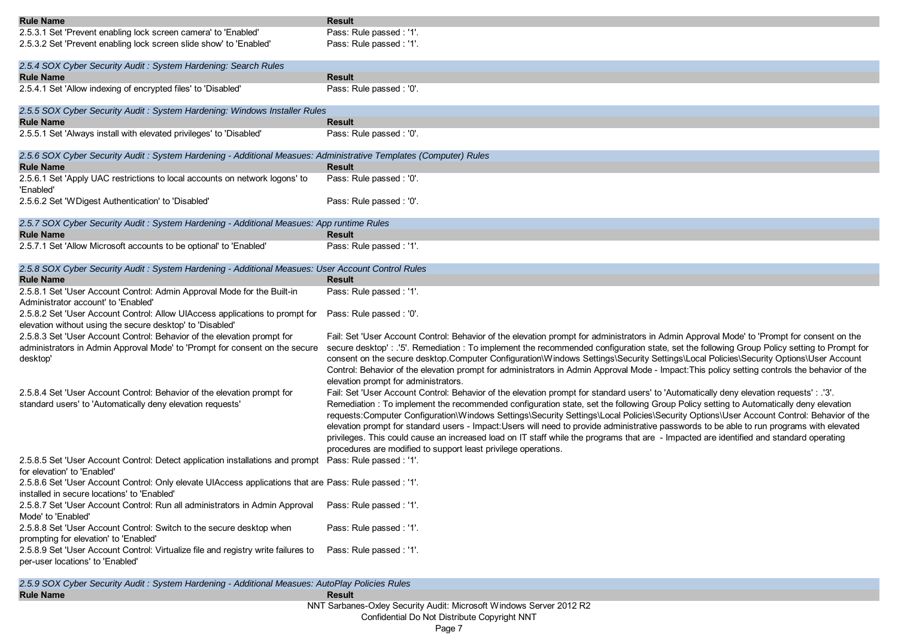| Rule Name | Result |
|---|---|
| 2.5.3.1 Set 'Prevent enabling lock screen camera' to 'Enabled' | Pass: Rule passed : '1'. |
| 2.5.3.2 Set 'Prevent enabling lock screen slide show' to 'Enabled' | Pass: Rule passed : '1'. |

*2.5.4 SOX Cyber Security Audit : System Hardening: Search Rules*

| Rule Name | Result |
|---|---|
| 2.5.4.1 Set 'Allow indexing of encrypted files' to 'Disabled' | Pass: Rule passed : '0'. |

*2.5.5 SOX Cyber Security Audit : System Hardening: Windows Installer Rules*

| Rule Name | Result |
|---|---|
| 2.5.5.1 Set 'Always install with elevated privileges' to 'Disabled' | Pass: Rule passed : '0'. |

*2.5.6 SOX Cyber Security Audit : System Hardening - Additional Measues: Administrative Templates (Computer) Rules*

| Rule Name | Result |
|---|---|
| 2.5.6.1 Set 'Apply UAC restrictions to local accounts on network logons' to 'Enabled' | Pass: Rule passed : '0'. |
| 2.5.6.2 Set 'WDigest Authentication' to 'Disabled' | Pass: Rule passed : '0'. |

*2.5.7 SOX Cyber Security Audit : System Hardening - Additional Measues: App runtime Rules*

| Rule Name | Result |
|---|---|
| 2.5.7.1 Set 'Allow Microsoft accounts to be optional' to 'Enabled' | Pass: Rule passed : '1'. |

*2.5.8 SOX Cyber Security Audit : System Hardening - Additional Measues: User Account Control Rules*

| Rule Name | Result |
|---|---|
| 2.5.8.1 Set 'User Account Control: Admin Approval Mode for the Built-in Administrator account' to 'Enabled' | Pass: Rule passed : '1'. |
| 2.5.8.2 Set 'User Account Control: Allow UIAccess applications to prompt for elevation without using the secure desktop' to 'Disabled' | Pass: Rule passed : '0'. |
| 2.5.8.3 Set 'User Account Control: Behavior of the elevation prompt for administrators in Admin Approval Mode' to 'Prompt for consent on the secure desktop' | Fail: Set 'User Account Control: Behavior of the elevation prompt for administrators in Admin Approval Mode' to 'Prompt for consent on the secure desktop' : .'5'. Remediation : To implement the recommended configuration state, set the following Group Policy setting to Prompt for consent on the secure desktop.Computer Configuration\Windows Settings\Security Settings\Local Policies\Security Options\User Account Control: Behavior of the elevation prompt for administrators in Admin Approval Mode - Impact:This policy setting controls the behavior of the elevation prompt for administrators. |
| 2.5.8.4 Set 'User Account Control: Behavior of the elevation prompt for standard users' to 'Automatically deny elevation requests' | Fail: Set 'User Account Control: Behavior of the elevation prompt for standard users' to 'Automatically deny elevation requests' : .'3'. Remediation : To implement the recommended configuration state, set the following Group Policy setting to Automatically deny elevation requests:Computer Configuration\Windows Settings\Security Settings\Local Policies\Security Options\User Account Control: Behavior of the elevation prompt for standard users - Impact:Users will need to provide administrative passwords to be able to run programs with elevated privileges. This could cause an increased load on IT staff while the programs that are - Impacted are identified and standard operating procedures are modified to support least privilege operations. |
| 2.5.8.5 Set 'User Account Control: Detect application installations and prompt for elevation' to 'Enabled' | Pass: Rule passed : '1'. |
| 2.5.8.6 Set 'User Account Control: Only elevate UIAccess applications that are installed in secure locations' to 'Enabled' | Pass: Rule passed : '1'. |
| 2.5.8.7 Set 'User Account Control: Run all administrators in Admin Approval Mode' to 'Enabled' | Pass: Rule passed : '1'. |
| 2.5.8.8 Set 'User Account Control: Switch to the secure desktop when prompting for elevation' to 'Enabled' | Pass: Rule passed : '1'. |
| 2.5.8.9 Set 'User Account Control: Virtualize file and registry write failures to per-user locations' to 'Enabled' | Pass: Rule passed : '1'. |

*2.5.9 SOX Cyber Security Audit : System Hardening - Additional Measues: AutoPlay Policies Rules*

| Rule Name | Result |
|---|---|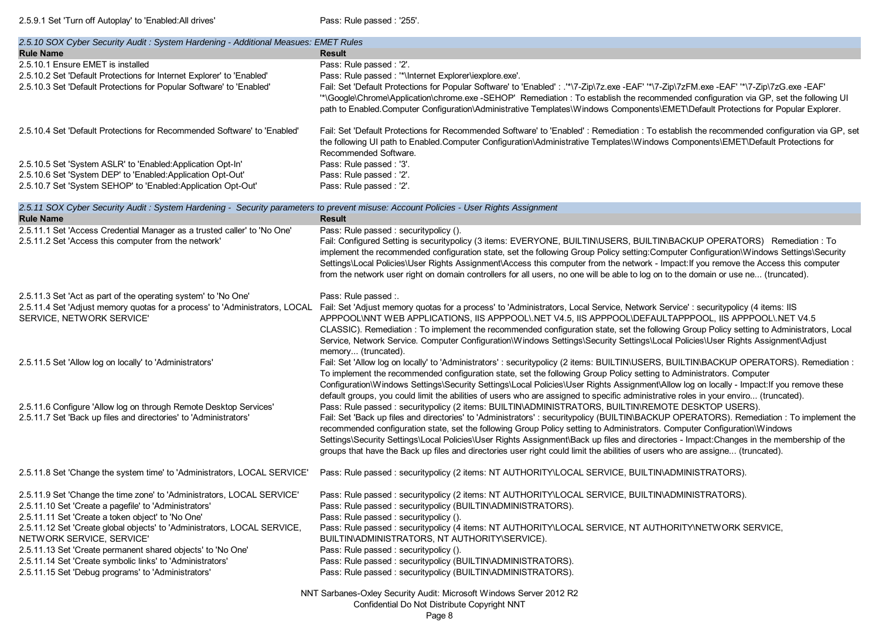| Rule Name | Result |
|---|---|
| 2.5.9.1 Set 'Turn off Autoplay' to 'Enabled:All drives' | Pass: Rule passed : '255'. |

*2.5.10 SOX Cyber Security Audit : System Hardening - Additional Measues: EMET Rules*

| Rule Name | Result |
|---|---|
| 2.5.10.1 Ensure EMET is installed | Pass: Rule passed : '2'. |
| 2.5.10.2 Set 'Default Protections for Internet Explorer' to 'Enabled' | Pass: Rule passed : '*\Internet Explorer\iexplore.exe'. |
| 2.5.10.3 Set 'Default Protections for Popular Software' to 'Enabled' | Fail: Set 'Default Protections for Popular Software' to 'Enabled' : .'*\7-Zip\7z.exe -EAF' '*\7-Zip\7zFM.exe -EAF' '*\7-Zip\7zG.exe -EAF' '*\Google\Chrome\Application\chrome.exe -SEHOP'  Remediation : To establish the recommended configuration via GP, set the following UI path to Enabled.Computer Configuration\Administrative Templates\Windows Components\EMET\Default Protections for Popular Explorer. |
| 2.5.10.4 Set 'Default Protections for Recommended Software' to 'Enabled' | Fail: Set 'Default Protections for Recommended Software' to 'Enabled' : Remediation : To establish the recommended configuration via GP, set the following UI path to Enabled.Computer Configuration\Administrative Templates\Windows Components\EMET\Default Protections for Recommended Software. |
| 2.5.10.5 Set 'System ASLR' to 'Enabled:Application Opt-In' | Pass: Rule passed : '3'. |
| 2.5.10.6 Set 'System DEP' to 'Enabled:Application Opt-Out' | Pass: Rule passed : '2'. |
| 2.5.10.7 Set 'System SEHOP' to 'Enabled:Application Opt-Out' | Pass: Rule passed : '2'. |

*2.5.11 SOX Cyber Security Audit : System Hardening -  Security parameters to prevent misuse: Account Policies - User Rights Assignment*

| Rule Name | Result |
|---|---|
| 2.5.11.1 Set 'Access Credential Manager as a trusted caller' to 'No One' | Pass: Rule passed : securitypolicy (). |
| 2.5.11.2 Set 'Access this computer from the network' | Fail: Configured Setting is securitypolicy (3 items: EVERYONE, BUILTIN\USERS, BUILTIN\BACKUP OPERATORS)   Remediation : To implement the recommended configuration state, set the following Group Policy setting:Computer Configuration\Windows Settings\Security Settings\Local Policies\User Rights Assignment\Access this computer from the network - Impact:If you remove the Access this computer from the network user right on domain controllers for all users, no one will be able to log on to the domain or use ne... (truncated). |
| 2.5.11.3 Set 'Act as part of the operating system' to 'No One' | Pass: Rule passed :. |
| 2.5.11.4 Set 'Adjust memory quotas for a process' to 'Administrators, LOCAL SERVICE, NETWORK SERVICE' | Fail: Set 'Adjust memory quotas for a process' to 'Administrators, Local Service, Network Service' : securitypolicy (4 items: IIS APPPOOL\NNT WEB APPLICATIONS, IIS APPPOOL\.NET V4.5, IIS APPPOOL\DEFAULTAPPPOOL, IIS APPPOOL\.NET V4.5 CLASSIC). Remediation : To implement the recommended configuration state, set the following Group Policy setting to Administrators, Local Service, Network Service. Computer Configuration\Windows Settings\Security Settings\Local Policies\User Rights Assignment\Adjust memory... (truncated). |
| 2.5.11.5 Set 'Allow log on locally' to 'Administrators' | Fail: Set 'Allow log on locally' to 'Administrators' : securitypolicy (2 items: BUILTIN\USERS, BUILTIN\BACKUP OPERATORS). Remediation : To implement the recommended configuration state, set the following Group Policy setting to Administrators. Computer Configuration\Windows Settings\Security Settings\Local Policies\User Rights Assignment\Allow log on locally - Impact:If you remove these default groups, you could limit the abilities of users who are assigned to specific administrative roles in your enviro... (truncated). |
| 2.5.11.6 Configure 'Allow log on through Remote Desktop Services' | Pass: Rule passed : securitypolicy (2 items: BUILTIN\ADMINISTRATORS, BUILTIN\REMOTE DESKTOP USERS). |
| 2.5.11.7 Set 'Back up files and directories' to 'Administrators' | Fail: Set 'Back up files and directories' to 'Administrators' : securitypolicy (BUILTIN\BACKUP OPERATORS). Remediation : To implement the recommended configuration state, set the following Group Policy setting to Administrators. Computer Configuration\Windows Settings\Security Settings\Local Policies\User Rights Assignment\Back up files and directories - Impact:Changes in the membership of the groups that have the Back up files and directories user right could limit the abilities of users who are assigne... (truncated). |
| 2.5.11.8 Set 'Change the system time' to 'Administrators, LOCAL SERVICE' | Pass: Rule passed : securitypolicy (2 items: NT AUTHORITY\LOCAL SERVICE, BUILTIN\ADMINISTRATORS). |
| 2.5.11.9 Set 'Change the time zone' to 'Administrators, LOCAL SERVICE' | Pass: Rule passed : securitypolicy (2 items: NT AUTHORITY\LOCAL SERVICE, BUILTIN\ADMINISTRATORS). |
| 2.5.11.10 Set 'Create a pagefile' to 'Administrators' | Pass: Rule passed : securitypolicy (BUILTIN\ADMINISTRATORS). |
| 2.5.11.11 Set 'Create a token object' to 'No One' | Pass: Rule passed : securitypolicy (). |
| 2.5.11.12 Set 'Create global objects' to 'Administrators, LOCAL SERVICE, NETWORK SERVICE, SERVICE' | Pass: Rule passed : securitypolicy (4 items: NT AUTHORITY\LOCAL SERVICE, NT AUTHORITY\NETWORK SERVICE, BUILTIN\ADMINISTRATORS, NT AUTHORITY\SERVICE). |
| 2.5.11.13 Set 'Create permanent shared objects' to 'No One' | Pass: Rule passed : securitypolicy (). |
| 2.5.11.14 Set 'Create symbolic links' to 'Administrators' | Pass: Rule passed : securitypolicy (BUILTIN\ADMINISTRATORS). |
| 2.5.11.15 Set 'Debug programs' to 'Administrators' | Pass: Rule passed : securitypolicy (BUILTIN\ADMINISTRATORS). |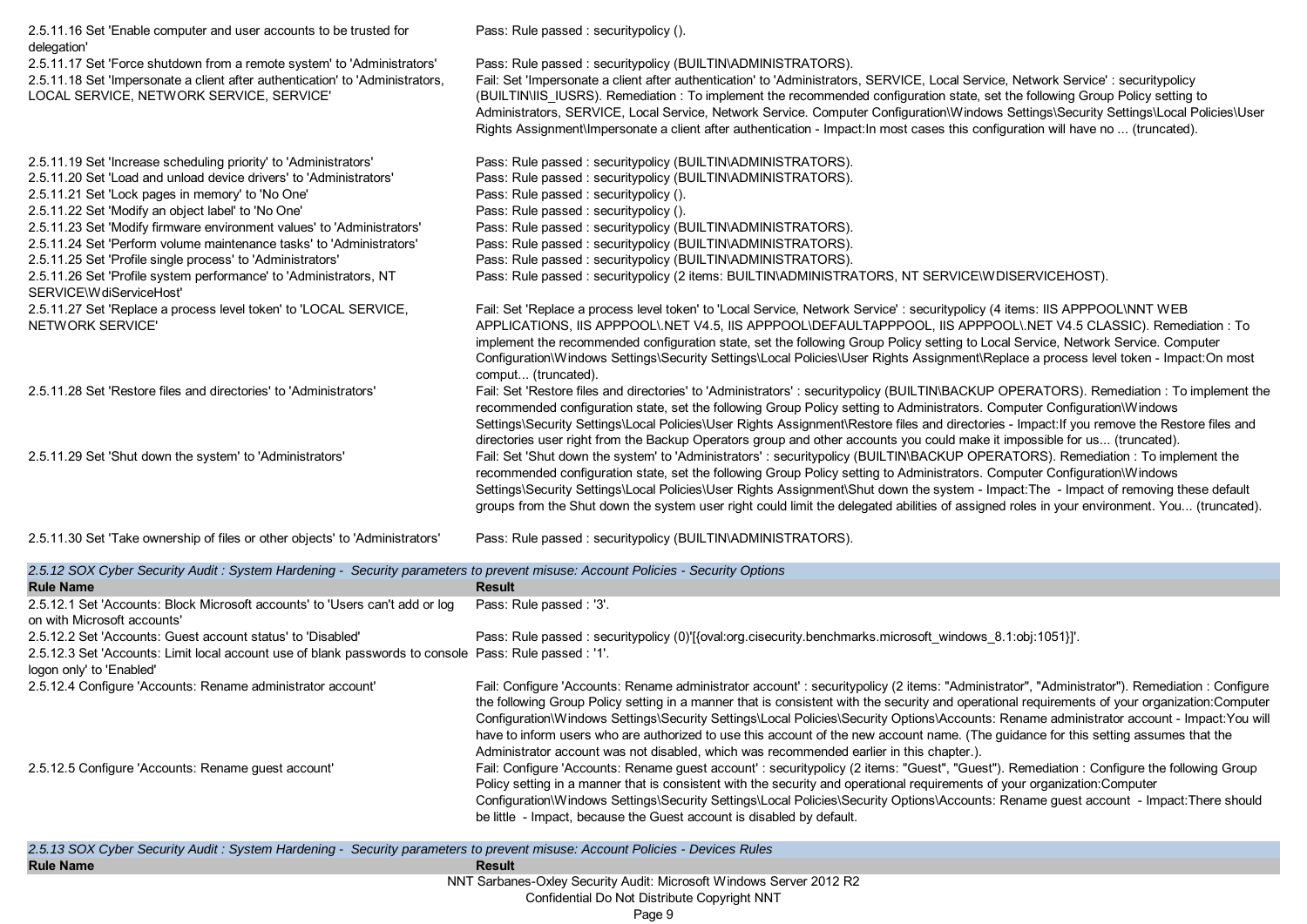| Rule Name | Result |
| --- | --- |
| 2.5.11.16 Set 'Enable computer and user accounts to be trusted for delegation' | Pass: Rule passed : securitypolicy (). |
| 2.5.11.17 Set 'Force shutdown from a remote system' to 'Administrators' | Pass: Rule passed : securitypolicy (BUILTIN\ADMINISTRATORS). |
| 2.5.11.18 Set 'Impersonate a client after authentication' to 'Administrators, LOCAL SERVICE, NETWORK SERVICE, SERVICE' | Fail: Set 'Impersonate a client after authentication' to 'Administrators, SERVICE, Local Service, Network Service' : securitypolicy (BUILTIN\IIS_IUSRS). Remediation : To implement the recommended configuration state, set the following Group Policy setting to Administrators, SERVICE, Local Service, Network Service. Computer Configuration\Windows Settings\Security Settings\Local Policies\User Rights Assignment\Impersonate a client after authentication - Impact:In most cases this configuration will have no ... (truncated). |
| 2.5.11.19 Set 'Increase scheduling priority' to 'Administrators' | Pass: Rule passed : securitypolicy (BUILTIN\ADMINISTRATORS). |
| 2.5.11.20 Set 'Load and unload device drivers' to 'Administrators' | Pass: Rule passed : securitypolicy (BUILTIN\ADMINISTRATORS). |
| 2.5.11.21 Set 'Lock pages in memory' to 'No One' | Pass: Rule passed : securitypolicy (). |
| 2.5.11.22 Set 'Modify an object label' to 'No One' | Pass: Rule passed : securitypolicy (). |
| 2.5.11.23 Set 'Modify firmware environment values' to 'Administrators' | Pass: Rule passed : securitypolicy (BUILTIN\ADMINISTRATORS). |
| 2.5.11.24 Set 'Perform volume maintenance tasks' to 'Administrators' | Pass: Rule passed : securitypolicy (BUILTIN\ADMINISTRATORS). |
| 2.5.11.25 Set 'Profile single process' to 'Administrators' | Pass: Rule passed : securitypolicy (BUILTIN\ADMINISTRATORS). |
| 2.5.11.26 Set 'Profile system performance' to 'Administrators, NT SERVICE\WdiServiceHost' | Pass: Rule passed : securitypolicy (2 items: BUILTIN\ADMINISTRATORS, NT SERVICE\WDISERVICEHOST). |
| 2.5.11.27 Set 'Replace a process level token' to 'LOCAL SERVICE, NETWORK SERVICE' | Fail: Set 'Replace a process level token' to 'Local Service, Network Service' : securitypolicy (4 items: IIS APPPOOL\NNT WEB APPLICATIONS, IIS APPPOOL\.NET V4.5, IIS APPPOOL\DEFAULTAPPPOOL, IIS APPPOOL\.NET V4.5 CLASSIC). Remediation : To implement the recommended configuration state, set the following Group Policy setting to Local Service, Network Service. Computer Configuration\Windows Settings\Security Settings\Local Policies\User Rights Assignment\Replace a process level token - Impact:On most comput... (truncated). |
| 2.5.11.28 Set 'Restore files and directories' to 'Administrators' | Fail: Set 'Restore files and directories' to 'Administrators' : securitypolicy (BUILTIN\BACKUP OPERATORS). Remediation : To implement the recommended configuration state, set the following Group Policy setting to Administrators. Computer Configuration\Windows Settings\Security Settings\Local Policies\User Rights Assignment\Restore files and directories - Impact:If you remove the Restore files and directories user right from the Backup Operators group and other accounts you could make it impossible for us... (truncated). |
| 2.5.11.29 Set 'Shut down the system' to 'Administrators' | Fail: Set 'Shut down the system' to 'Administrators' : securitypolicy (BUILTIN\BACKUP OPERATORS). Remediation : To implement the recommended configuration state, set the following Group Policy setting to Administrators. Computer Configuration\Windows Settings\Security Settings\Local Policies\User Rights Assignment\Shut down the system - Impact:The - Impact of removing these default groups from the Shut down the system user right could limit the delegated abilities of assigned roles in your environment. You... (truncated). |
| 2.5.11.30 Set 'Take ownership of files or other objects' to 'Administrators' | Pass: Rule passed : securitypolicy (BUILTIN\ADMINISTRATORS). |

*2.5.12 SOX Cyber Security Audit : System Hardening - Security parameters to prevent misuse: Account Policies - Security Options*

| Rule Name | Result |
| --- | --- |
| 2.5.12.1 Set 'Accounts: Block Microsoft accounts' to 'Users can't add or log on with Microsoft accounts' | Pass: Rule passed : '3'. |
| 2.5.12.2 Set 'Accounts: Guest account status' to 'Disabled' | Pass: Rule passed : securitypolicy (0)'[{oval:org.cisecurity.benchmarks.microsoft_windows_8.1:obj:1051}]'. |
| 2.5.12.3 Set 'Accounts: Limit local account use of blank passwords to console logon only' to 'Enabled' | Pass: Rule passed : '1'. |
| 2.5.12.4 Configure 'Accounts: Rename administrator account' | Fail: Configure 'Accounts: Rename administrator account' : securitypolicy (2 items: "Administrator", "Administrator"). Remediation : Configure the following Group Policy setting in a manner that is consistent with the security and operational requirements of your organization:Computer Configuration\Windows Settings\Security Settings\Local Policies\Security Options\Accounts: Rename administrator account - Impact:You will have to inform users who are authorized to use this account of the new account name. (The guidance for this setting assumes that the Administrator account was not disabled, which was recommended earlier in this chapter.). |
| 2.5.12.5 Configure 'Accounts: Rename guest account' | Fail: Configure 'Accounts: Rename guest account' : securitypolicy (2 items: "Guest", "Guest"). Remediation : Configure the following Group Policy setting in a manner that is consistent with the security and operational requirements of your organization:Computer Configuration\Windows Settings\Security Settings\Local Policies\Security Options\Accounts: Rename guest account - Impact:There should be little - Impact, because the Guest account is disabled by default. |

*2.5.13 SOX Cyber Security Audit : System Hardening - Security parameters to prevent misuse: Account Policies - Devices Rules*

| Rule Name | Result |
| --- | --- |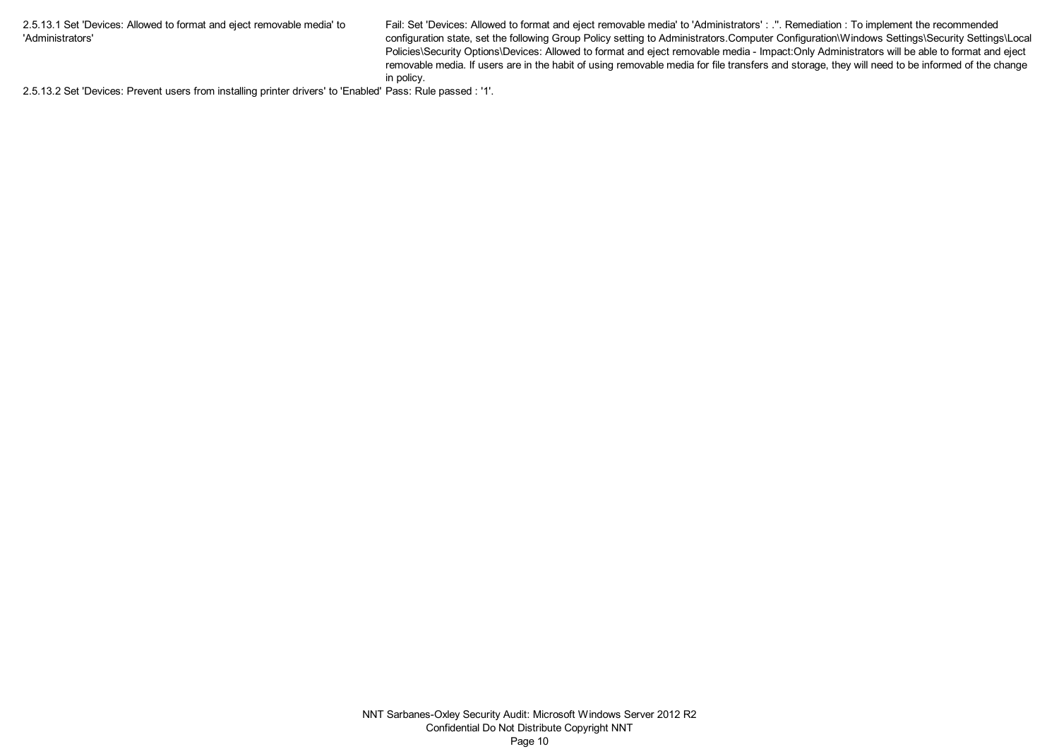| | |
|---|---|
| 2.5.13.1 Set 'Devices: Allowed to format and eject removable media' to 'Administrators' | Fail: Set 'Devices: Allowed to format and eject removable media' to 'Administrators' : .''. Remediation : To implement the recommended configuration state, set the following Group Policy setting to Administrators.Computer Configuration\Windows Settings\Security Settings\Local Policies\Security Options\Devices: Allowed to format and eject removable media - Impact:Only Administrators will be able to format and eject removable media. If users are in the habit of using removable media for file transfers and storage, they will need to be informed of the change in policy. |
| 2.5.13.2 Set 'Devices: Prevent users from installing printer drivers' to 'Enabled' | Pass: Rule passed : '1'. |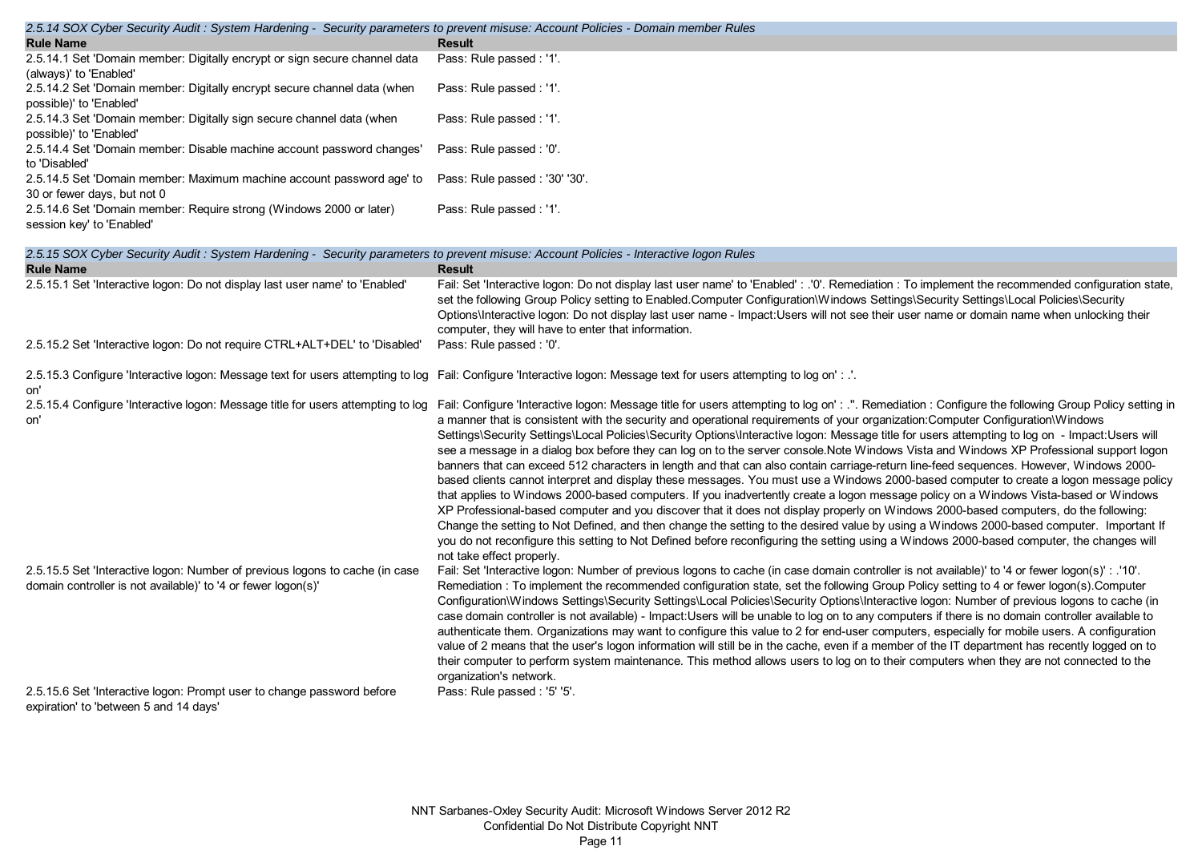*2.5.14 SOX Cyber Security Audit : System Hardening - Security parameters to prevent misuse: Account Policies - Domain member Rules*

| Rule Name | Result |
|---|---|
| 2.5.14.1 Set 'Domain member: Digitally encrypt or sign secure channel data (always)' to 'Enabled' | Pass: Rule passed : '1'. |
| 2.5.14.2 Set 'Domain member: Digitally encrypt secure channel data (when possible)' to 'Enabled' | Pass: Rule passed : '1'. |
| 2.5.14.3 Set 'Domain member: Digitally sign secure channel data (when possible)' to 'Enabled' | Pass: Rule passed : '1'. |
| 2.5.14.4 Set 'Domain member: Disable machine account password changes' to 'Disabled' | Pass: Rule passed : '0'. |
| 2.5.14.5 Set 'Domain member: Maximum machine account password age' to 30 or fewer days, but not 0 | Pass: Rule passed : '30' '30'. |
| 2.5.14.6 Set 'Domain member: Require strong (Windows 2000 or later) session key' to 'Enabled' | Pass: Rule passed : '1'. |

*2.5.15 SOX Cyber Security Audit : System Hardening - Security parameters to prevent misuse: Account Policies - Interactive logon Rules*

| Rule Name | Result |
|---|---|
| 2.5.15.1 Set 'Interactive logon: Do not display last user name' to 'Enabled' | Fail: Set 'Interactive logon: Do not display last user name' to 'Enabled' : .'0'. Remediation : To implement the recommended configuration state, set the following Group Policy setting to Enabled.Computer Configuration\Windows Settings\Security Settings\Local Policies\Security Options\Interactive logon: Do not display last user name - Impact:Users will not see their user name or domain name when unlocking their computer, they will have to enter that information. |
| 2.5.15.2 Set 'Interactive logon: Do not require CTRL+ALT+DEL' to 'Disabled' | Pass: Rule passed : '0'. |
| 2.5.15.3 Configure 'Interactive logon: Message text for users attempting to log on' | Fail: Configure 'Interactive logon: Message text for users attempting to log on' : .'. |
| 2.5.15.4 Configure 'Interactive logon: Message title for users attempting to log on' | Fail: Configure 'Interactive logon: Message title for users attempting to log on' : .''. Remediation : Configure the following Group Policy setting in a manner that is consistent with the security and operational requirements of your organization:Computer Configuration\Windows Settings\Security Settings\Local Policies\Security Options\Interactive logon: Message title for users attempting to log on - Impact:Users will see a message in a dialog box before they can log on to the server console.Note Windows Vista and Windows XP Professional support logon banners that can exceed 512 characters in length and that can also contain carriage-return line-feed sequences. However, Windows 2000-based clients cannot interpret and display these messages. You must use a Windows 2000-based computer to create a logon message policy that applies to Windows 2000-based computers. If you inadvertently create a logon message policy on a Windows Vista-based or Windows XP Professional-based computer and you discover that it does not display properly on Windows 2000-based computers, do the following: Change the setting to Not Defined, and then change the setting to the desired value by using a Windows 2000-based computer. Important If you do not reconfigure this setting to Not Defined before reconfiguring the setting using a Windows 2000-based computer, the changes will not take effect properly. |
| 2.5.15.5 Set 'Interactive logon: Number of previous logons to cache (in case domain controller is not available)' to '4 or fewer logon(s)' | Fail: Set 'Interactive logon: Number of previous logons to cache (in case domain controller is not available)' to '4 or fewer logon(s)' : .'10'. Remediation : To implement the recommended configuration state, set the following Group Policy setting to 4 or fewer logon(s).Computer Configuration\Windows Settings\Security Settings\Local Policies\Security Options\Interactive logon: Number of previous logons to cache (in case domain controller is not available) - Impact:Users will be unable to log on to any computers if there is no domain controller available to authenticate them. Organizations may want to configure this value to 2 for end-user computers, especially for mobile users. A configuration value of 2 means that the user's logon information will still be in the cache, even if a member of the IT department has recently logged on to their computer to perform system maintenance. This method allows users to log on to their computers when they are not connected to the organization's network. |
| 2.5.15.6 Set 'Interactive logon: Prompt user to change password before expiration' to 'between 5 and 14 days' | Pass: Rule passed : '5' '5'. |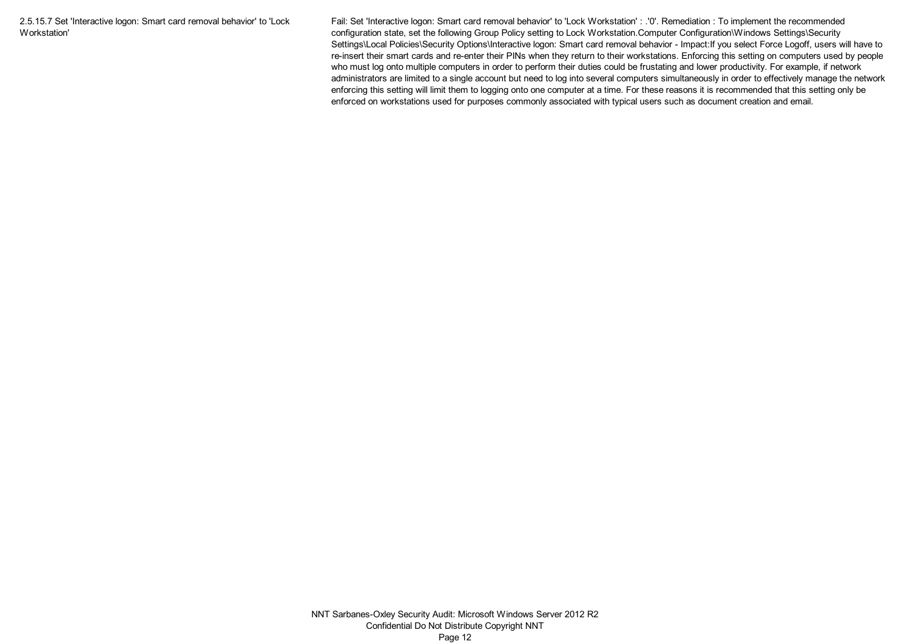| | |
|---|---|
| 2.5.15.7 Set 'Interactive logon: Smart card removal behavior' to 'Lock Workstation' | Fail: Set 'Interactive logon: Smart card removal behavior' to 'Lock Workstation' : .'0'. Remediation : To implement the recommended configuration state, set the following Group Policy setting to Lock Workstation.Computer Configuration\Windows Settings\Security Settings\Local Policies\Security Options\Interactive logon: Smart card removal behavior - Impact:If you select Force Logoff, users will have to re-insert their smart cards and re-enter their PINs when they return to their workstations. Enforcing this setting on computers used by people who must log onto multiple computers in order to perform their duties could be frustating and lower productivity. For example, if network administrators are limited to a single account but need to log into several computers simultaneously in order to effectively manage the network enforcing this setting will limit them to logging onto one computer at a time. For these reasons it is recommended that this setting only be enforced on workstations used for purposes commonly associated with typical users such as document creation and email. |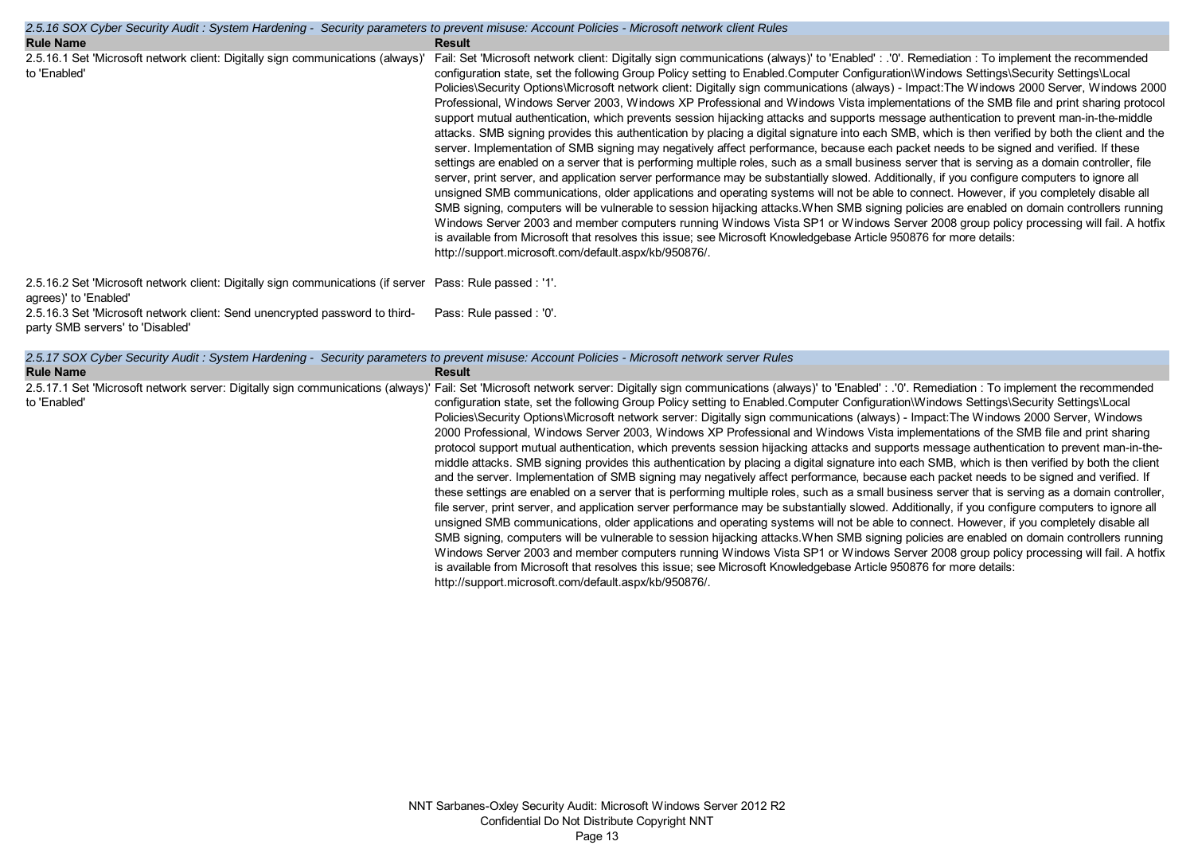*2.5.16 SOX Cyber Security Audit : System Hardening - Security parameters to prevent misuse: Account Policies - Microsoft network client Rules*

| Rule Name | Result |
| --- | --- |
| 2.5.16.1 Set 'Microsoft network client: Digitally sign communications (always)' to 'Enabled' | Fail: Set 'Microsoft network client: Digitally sign communications (always)' to 'Enabled' : .'0'. Remediation : To implement the recommended configuration state, set the following Group Policy setting to Enabled.Computer Configuration\Windows Settings\Security Settings\Local Policies\Security Options\Microsoft network client: Digitally sign communications (always) - Impact:The Windows 2000 Server, Windows 2000 Professional, Windows Server 2003, Windows XP Professional and Windows Vista implementations of the SMB file and print sharing protocol support mutual authentication, which prevents session hijacking attacks and supports message authentication to prevent man-in-the-middle attacks. SMB signing provides this authentication by placing a digital signature into each SMB, which is then verified by both the client and the server. Implementation of SMB signing may negatively affect performance, because each packet needs to be signed and verified. If these settings are enabled on a server that is performing multiple roles, such as a small business server that is serving as a domain controller, file server, print server, and application server performance may be substantially slowed. Additionally, if you configure computers to ignore all unsigned SMB communications, older applications and operating systems will not be able to connect. However, if you completely disable all SMB signing, computers will be vulnerable to session hijacking attacks.When SMB signing policies are enabled on domain controllers running Windows Server 2003 and member computers running Windows Vista SP1 or Windows Server 2008 group policy processing will fail. A hotfix is available from Microsoft that resolves this issue; see Microsoft Knowledgebase Article 950876 for more details: http://support.microsoft.com/default.aspx/kb/950876/. |
| 2.5.16.2 Set 'Microsoft network client: Digitally sign communications (if server agrees)' to 'Enabled' | Pass: Rule passed : '1'. |
| 2.5.16.3 Set 'Microsoft network client: Send unencrypted password to third-party SMB servers' to 'Disabled' | Pass: Rule passed : '0'. |

*2.5.17 SOX Cyber Security Audit : System Hardening - Security parameters to prevent misuse: Account Policies - Microsoft network server Rules*

| Rule Name | Result |
| --- | --- |
| 2.5.17.1 Set 'Microsoft network server: Digitally sign communications (always)' to 'Enabled' | Fail: Set 'Microsoft network server: Digitally sign communications (always)' to 'Enabled' : .'0'. Remediation : To implement the recommended configuration state, set the following Group Policy setting to Enabled.Computer Configuration\Windows Settings\Security Settings\Local Policies\Security Options\Microsoft network server: Digitally sign communications (always) - Impact:The Windows 2000 Server, Windows 2000 Professional, Windows Server 2003, Windows XP Professional and Windows Vista implementations of the SMB file and print sharing protocol support mutual authentication, which prevents session hijacking attacks and supports message authentication to prevent man-in-the-middle attacks. SMB signing provides this authentication by placing a digital signature into each SMB, which is then verified by both the client and the server. Implementation of SMB signing may negatively affect performance, because each packet needs to be signed and verified. If these settings are enabled on a server that is performing multiple roles, such as a small business server that is serving as a domain controller, file server, print server, and application server performance may be substantially slowed. Additionally, if you configure computers to ignore all unsigned SMB communications, older applications and operating systems will not be able to connect. However, if you completely disable all SMB signing, computers will be vulnerable to session hijacking attacks.When SMB signing policies are enabled on domain controllers running Windows Server 2003 and member computers running Windows Vista SP1 or Windows Server 2008 group policy processing will fail. A hotfix is available from Microsoft that resolves this issue; see Microsoft Knowledgebase Article 950876 for more details: http://support.microsoft.com/default.aspx/kb/950876/. |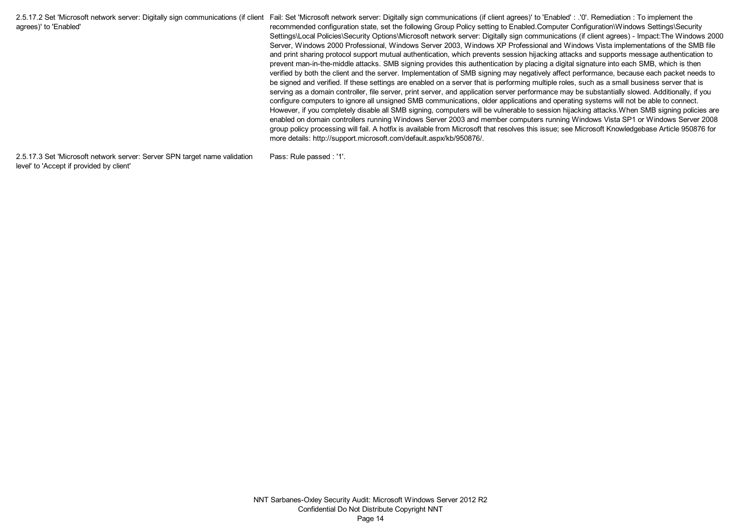| | |
|---|---|
| 2.5.17.2 Set 'Microsoft network server: Digitally sign communications (if client agrees)' to 'Enabled' | Fail: Set 'Microsoft network server: Digitally sign communications (if client agrees)' to 'Enabled' : .'0'. Remediation : To implement the recommended configuration state, set the following Group Policy setting to Enabled.Computer Configuration\Windows Settings\Security Settings\Local Policies\Security Options\Microsoft network server: Digitally sign communications (if client agrees) - Impact:The Windows 2000 Server, Windows 2000 Professional, Windows Server 2003, Windows XP Professional and Windows Vista implementations of the SMB file and print sharing protocol support mutual authentication, which prevents session hijacking attacks and supports message authentication to prevent man-in-the-middle attacks. SMB signing provides this authentication by placing a digital signature into each SMB, which is then verified by both the client and the server. Implementation of SMB signing may negatively affect performance, because each packet needs to be signed and verified. If these settings are enabled on a server that is performing multiple roles, such as a small business server that is serving as a domain controller, file server, print server, and application server performance may be substantially slowed. Additionally, if you configure computers to ignore all unsigned SMB communications, older applications and operating systems will not be able to connect. However, if you completely disable all SMB signing, computers will be vulnerable to session hijacking attacks.When SMB signing policies are enabled on domain controllers running Windows Server 2003 and member computers running Windows Vista SP1 or Windows Server 2008 group policy processing will fail. A hotfix is available from Microsoft that resolves this issue; see Microsoft Knowledgebase Article 950876 for more details: http://support.microsoft.com/default.aspx/kb/950876/. |
| 2.5.17.3 Set 'Microsoft network server: Server SPN target name validation level' to 'Accept if provided by client' | Pass: Rule passed : '1'. |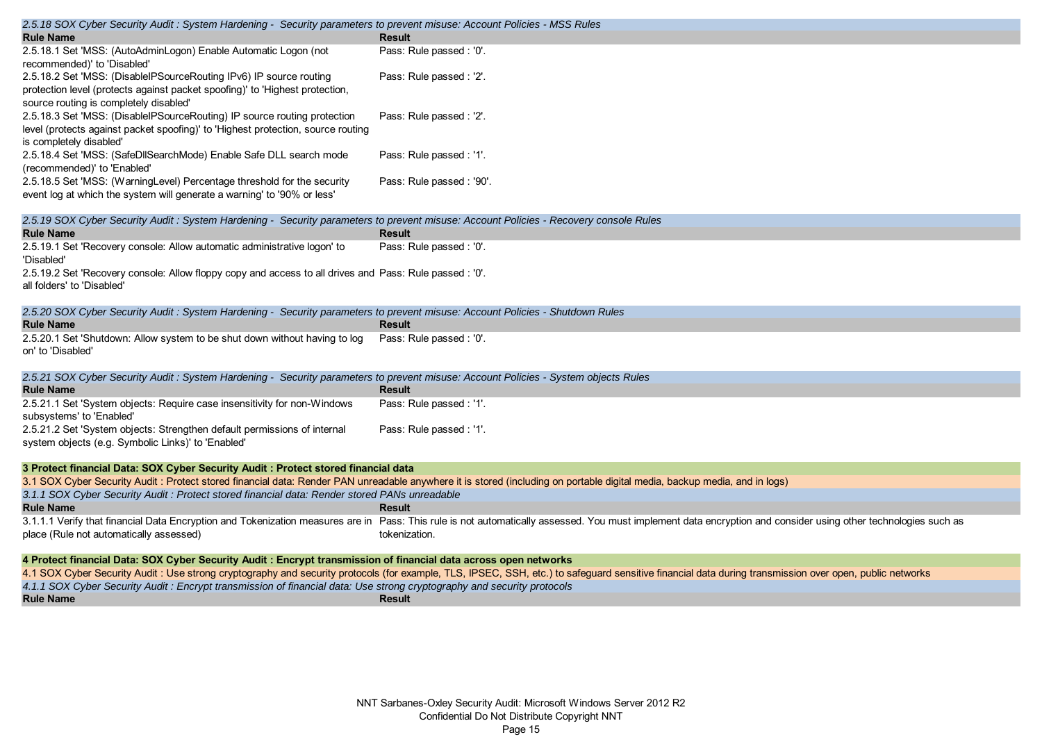*2.5.18 SOX Cyber Security Audit : System Hardening - Security parameters to prevent misuse: Account Policies - MSS Rules*

| Rule Name | Result |
|---|---|
| 2.5.18.1 Set 'MSS: (AutoAdminLogon) Enable Automatic Logon (not recommended)' to 'Disabled' | Pass: Rule passed : '0'. |
| 2.5.18.2 Set 'MSS: (DisableIPSourceRouting IPv6) IP source routing protection level (protects against packet spoofing)' to 'Highest protection, source routing is completely disabled' | Pass: Rule passed : '2'. |
| 2.5.18.3 Set 'MSS: (DisableIPSourceRouting) IP source routing protection level (protects against packet spoofing)' to 'Highest protection, source routing is completely disabled' | Pass: Rule passed : '2'. |
| 2.5.18.4 Set 'MSS: (SafeDllSearchMode) Enable Safe DLL search mode (recommended)' to 'Enabled' | Pass: Rule passed : '1'. |
| 2.5.18.5 Set 'MSS: (WarningLevel) Percentage threshold for the security event log at which the system will generate a warning' to '90% or less' | Pass: Rule passed : '90'. |

*2.5.19 SOX Cyber Security Audit : System Hardening - Security parameters to prevent misuse: Account Policies - Recovery console Rules*

| Rule Name | Result |
|---|---|
| 2.5.19.1 Set 'Recovery console: Allow automatic administrative logon' to 'Disabled' | Pass: Rule passed : '0'. |
| 2.5.19.2 Set 'Recovery console: Allow floppy copy and access to all drives and all folders' to 'Disabled' | Pass: Rule passed : '0'. |

*2.5.20 SOX Cyber Security Audit : System Hardening - Security parameters to prevent misuse: Account Policies - Shutdown Rules*

| Rule Name | Result |
|---|---|
| 2.5.20.1 Set 'Shutdown: Allow system to be shut down without having to log on' to 'Disabled' | Pass: Rule passed : '0'. |

*2.5.21 SOX Cyber Security Audit : System Hardening - Security parameters to prevent misuse: Account Policies - System objects Rules*

| Rule Name | Result |
|---|---|
| 2.5.21.1 Set 'System objects: Require case insensitivity for non-Windows subsystems' to 'Enabled' | Pass: Rule passed : '1'. |
| 2.5.21.2 Set 'System objects: Strengthen default permissions of internal system objects (e.g. Symbolic Links)' to 'Enabled' | Pass: Rule passed : '1'. |

**3 Protect financial Data: SOX Cyber Security Audit : Protect stored financial data**

3.1 SOX Cyber Security Audit : Protect stored financial data: Render PAN unreadable anywhere it is stored (including on portable digital media, backup media, and in logs)

*3.1.1 SOX Cyber Security Audit : Protect stored financial data: Render stored PANs unreadable*

| Rule Name | Result |
|---|---|
| 3.1.1.1 Verify that financial Data Encryption and Tokenization measures are in place (Rule not automatically assessed) | Pass: This rule is not automatically assessed. You must implement data encryption and consider using other technologies such as tokenization. |

**4 Protect financial Data: SOX Cyber Security Audit : Encrypt transmission of financial data across open networks**

4.1 SOX Cyber Security Audit : Use strong cryptography and security protocols (for example, TLS, IPSEC, SSH, etc.) to safeguard sensitive financial data during transmission over open, public networks

*4.1.1 SOX Cyber Security Audit : Encrypt transmission of financial data: Use strong cryptography and security protocols*

| Rule Name | Result |
|---|---|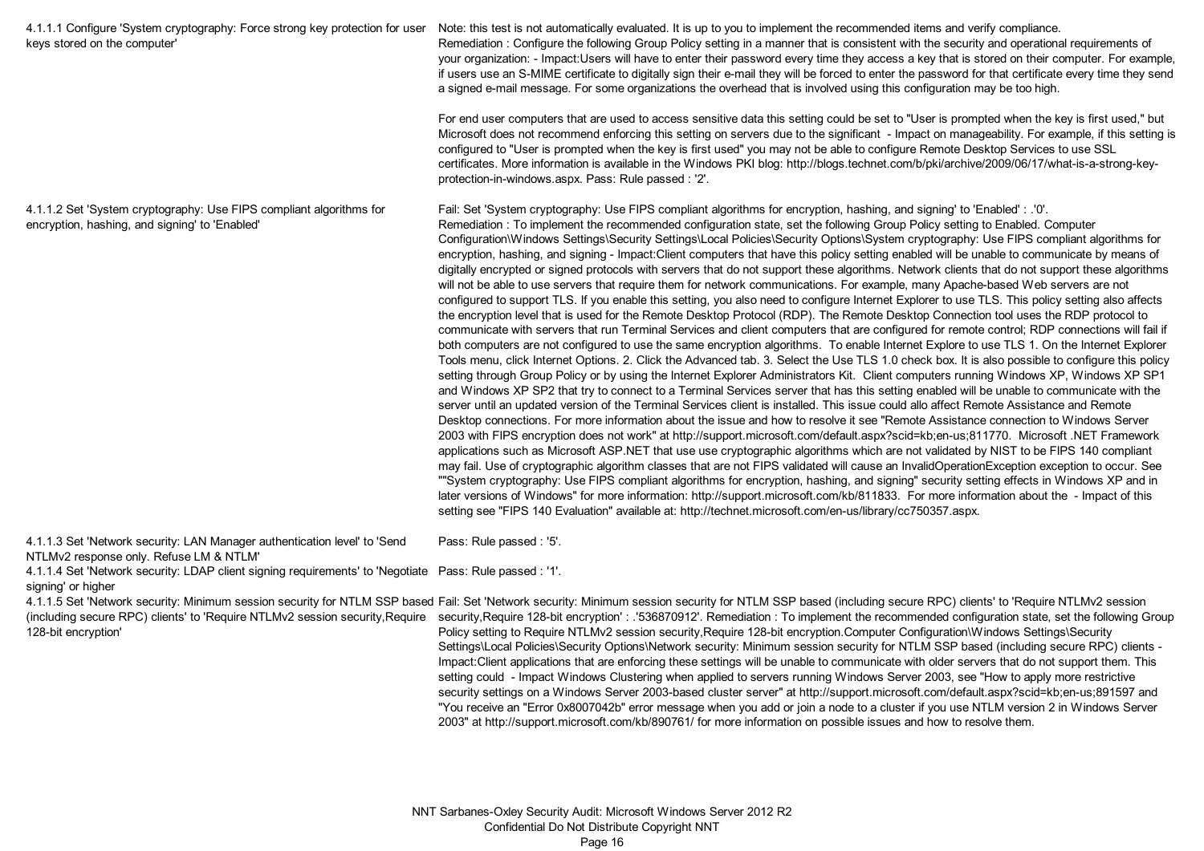| | |
|---|---|
| 4.1.1.1 Configure 'System cryptography: Force strong key protection for user keys stored on the computer' | Note: this test is not automatically evaluated. It is up to you to implement the recommended items and verify compliance. Remediation : Configure the following Group Policy setting in a manner that is consistent with the security and operational requirements of your organization: - Impact:Users will have to enter their password every time they access a key that is stored on their computer. For example, if users use an S-MIME certificate to digitally sign their e-mail they will be forced to enter the password for that certificate every time they send a signed e-mail message. For some organizations the overhead that is involved using this configuration may be too high.<br><br>For end user computers that are used to access sensitive data this setting could be set to "User is prompted when the key is first used," but Microsoft does not recommend enforcing this setting on servers due to the significant - Impact on manageability. For example, if this setting is configured to "User is prompted when the key is first used" you may not be able to configure Remote Desktop Services to use SSL certificates. More information is available in the Windows PKI blog: http://blogs.technet.com/b/pki/archive/2009/06/17/what-is-a-strong-key-protection-in-windows.aspx. Pass: Rule passed : '2'. |
| 4.1.1.2 Set 'System cryptography: Use FIPS compliant algorithms for encryption, hashing, and signing' to 'Enabled' | Fail: Set 'System cryptography: Use FIPS compliant algorithms for encryption, hashing, and signing' to 'Enabled' : .'0'. Remediation : To implement the recommended configuration state, set the following Group Policy setting to Enabled. Computer Configuration\Windows Settings\Security Settings\Local Policies\Security Options\System cryptography: Use FIPS compliant algorithms for encryption, hashing, and signing - Impact:Client computers that have this policy setting enabled will be unable to communicate by means of digitally encrypted or signed protocols with servers that do not support these algorithms. Network clients that do not support these algorithms will not be able to use servers that require them for network communications. For example, many Apache-based Web servers are not configured to support TLS. If you enable this setting, you also need to configure Internet Explorer to use TLS. This policy setting also affects the encryption level that is used for the Remote Desktop Protocol (RDP). The Remote Desktop Connection tool uses the RDP protocol to communicate with servers that run Terminal Services and client computers that are configured for remote control; RDP connections will fail if both computers are not configured to use the same encryption algorithms. To enable Internet Explore to use TLS 1. On the Internet Explorer Tools menu, click Internet Options. 2. Click the Advanced tab. 3. Select the Use TLS 1.0 check box. It is also possible to configure this policy setting through Group Policy or by using the Internet Explorer Administrators Kit. Client computers running Windows XP, Windows XP SP1 and Windows XP SP2 that try to connect to a Terminal Services server that has this setting enabled will be unable to communicate with the server until an updated version of the Terminal Services client is installed. This issue could allo affect Remote Assistance and Remote Desktop connections. For more information about the issue and how to resolve it see "Remote Assistance connection to Windows Server 2003 with FIPS encryption does not work" at http://support.microsoft.com/default.aspx?scid=kb;en-us;811770. Microsoft .NET Framework applications such as Microsoft ASP.NET that use use cryptographic algorithms which are not validated by NIST to be FIPS 140 compliant may fail. Use of cryptographic algorithm classes that are not FIPS validated will cause an InvalidOperationException exception to occur. See ""System cryptography: Use FIPS compliant algorithms for encryption, hashing, and signing" security setting effects in Windows XP and in later versions of Windows" for more information: http://support.microsoft.com/kb/811833. For more information about the - Impact of this setting see "FIPS 140 Evaluation" available at: http://technet.microsoft.com/en-us/library/cc750357.aspx. |
| 4.1.1.3 Set 'Network security: LAN Manager authentication level' to 'Send NTLMv2 response only. Refuse LM & NTLM' | Pass: Rule passed : '5'. |
| 4.1.1.4 Set 'Network security: LDAP client signing requirements' to 'Negotiate signing' or higher | Pass: Rule passed : '1'. |
| 4.1.1.5 Set 'Network security: Minimum session security for NTLM SSP based (including secure RPC) clients' to 'Require NTLMv2 session security,Require 128-bit encryption' | Fail: Set 'Network security: Minimum session security for NTLM SSP based (including secure RPC) clients' to 'Require NTLMv2 session security,Require 128-bit encryption' : .'536870912'. Remediation : To implement the recommended configuration state, set the following Group Policy setting to Require NTLMv2 session security,Require 128-bit encryption.Computer Configuration\Windows Settings\Security Settings\Local Policies\Security Options\Network security: Minimum session security for NTLM SSP based (including secure RPC) clients - Impact:Client applications that are enforcing these settings will be unable to communicate with older servers that do not support them. This setting could - Impact Windows Clustering when applied to servers running Windows Server 2003, see "How to apply more restrictive security settings on a Windows Server 2003-based cluster server" at http://support.microsoft.com/default.aspx?scid=kb;en-us;891597 and "You receive an "Error 0x8007042b" error message when you add or join a node to a cluster if you use NTLM version 2 in Windows Server 2003" at http://support.microsoft.com/kb/890761/ for more information on possible issues and how to resolve them. |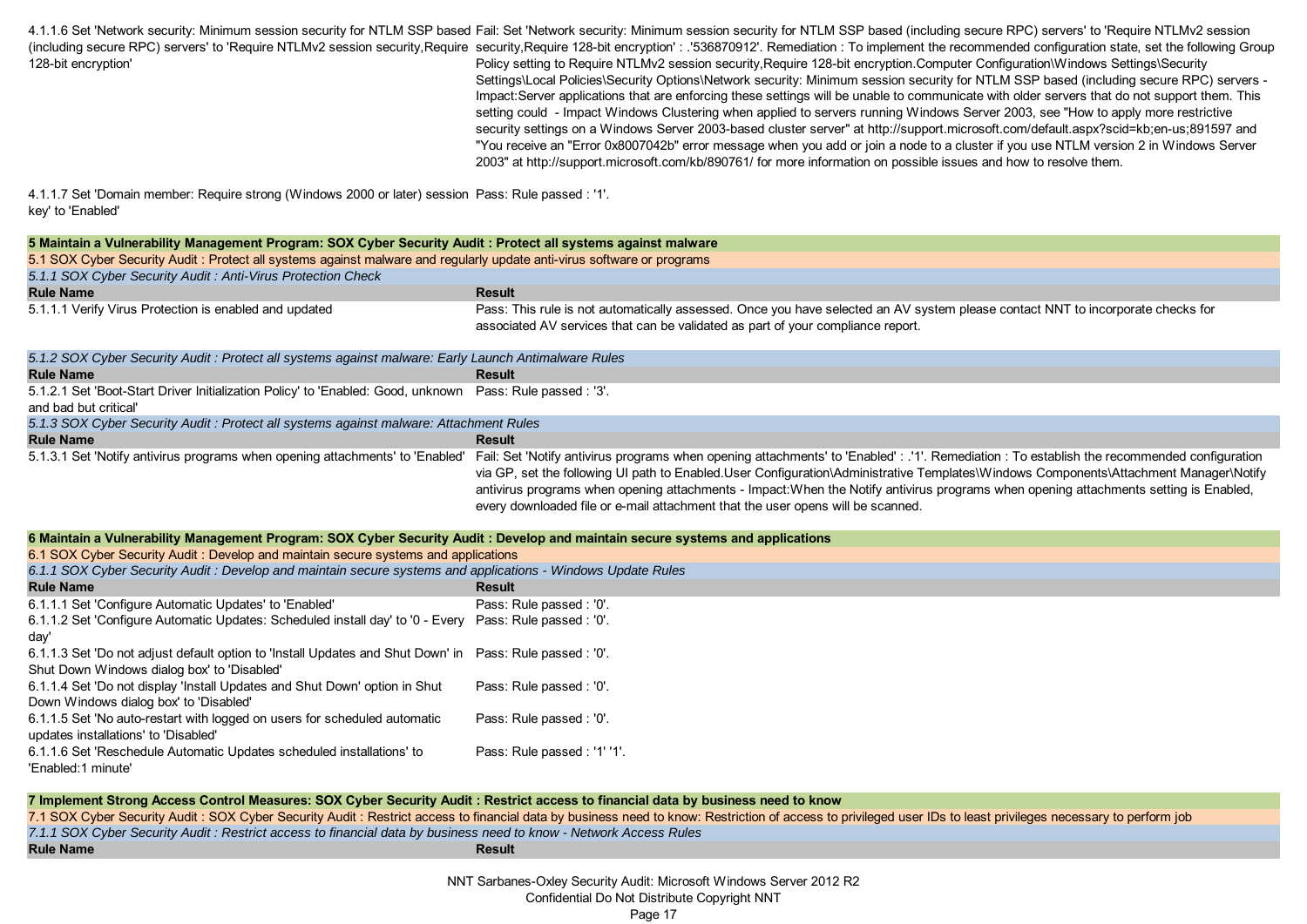| Rule Name | Result |
| --- | --- |
| 4.1.1.6 Set 'Network security: Minimum session security for NTLM SSP based (including secure RPC) servers' to 'Require NTLMv2 session security,Require 128-bit encryption' | Fail: Set 'Network security: Minimum session security for NTLM SSP based (including secure RPC) servers' to 'Require NTLMv2 session security,Require 128-bit encryption' : .'536870912'. Remediation : To implement the recommended configuration state, set the following Group Policy setting to Require NTLMv2 session security,Require 128-bit encryption.Computer Configuration\Windows Settings\Security Settings\Local Policies\Security Options\Network security: Minimum session security for NTLM SSP based (including secure RPC) servers - Impact:Server applications that are enforcing these settings will be unable to communicate with older servers that do not support them. This setting could - Impact Windows Clustering when applied to servers running Windows Server 2003, see "How to apply more restrictive security settings on a Windows Server 2003-based cluster server" at http://support.microsoft.com/default.aspx?scid=kb;en-us;891597 and "You receive an "Error 0x8007042b" error message when you add or join a node to a cluster if you use NTLM version 2 in Windows Server 2003" at http://support.microsoft.com/kb/890761/ for more information on possible issues and how to resolve them. |
| 4.1.1.7 Set 'Domain member: Require strong (Windows 2000 or later) session key' to 'Enabled' | Pass: Rule passed : '1'. |

## 5 Maintain a Vulnerability Management Program: SOX Cyber Security Audit : Protect all systems against malware

### 5.1 SOX Cyber Security Audit : Protect all systems against malware and regularly update anti-virus software or programs

#### *5.1.1 SOX Cyber Security Audit : Anti-Virus Protection Check*

| Rule Name | Result |
| --- | --- |
| 5.1.1.1 Verify Virus Protection is enabled and updated | Pass: This rule is not automatically assessed. Once you have selected an AV system please contact NNT to incorporate checks for associated AV services that can be validated as part of your compliance report. |

#### *5.1.2 SOX Cyber Security Audit : Protect all systems against malware: Early Launch Antimalware Rules*

| Rule Name | Result |
| --- | --- |
| 5.1.2.1 Set 'Boot-Start Driver Initialization Policy' to 'Enabled: Good, unknown and bad but critical' | Pass: Rule passed : '3'. |

#### *5.1.3 SOX Cyber Security Audit : Protect all systems against malware: Attachment Rules*

| Rule Name | Result |
| --- | --- |
| 5.1.3.1 Set 'Notify antivirus programs when opening attachments' to 'Enabled' | Fail: Set 'Notify antivirus programs when opening attachments' to 'Enabled' : .'1'. Remediation : To establish the recommended configuration via GP, set the following UI path to Enabled.User Configuration\Administrative Templates\Windows Components\Attachment Manager\Notify antivirus programs when opening attachments - Impact:When the Notify antivirus programs when opening attachments setting is Enabled, every downloaded file or e-mail attachment that the user opens will be scanned. |

## 6 Maintain a Vulnerability Management Program: SOX Cyber Security Audit : Develop and maintain secure systems and applications

### 6.1 SOX Cyber Security Audit : Develop and maintain secure systems and applications

#### *6.1.1 SOX Cyber Security Audit : Develop and maintain secure systems and applications - Windows Update Rules*

| Rule Name | Result |
| --- | --- |
| 6.1.1.1 Set 'Configure Automatic Updates' to 'Enabled' | Pass: Rule passed : '0'. |
| 6.1.1.2 Set 'Configure Automatic Updates: Scheduled install day' to '0 - Every day' | Pass: Rule passed : '0'. |
| 6.1.1.3 Set 'Do not adjust default option to 'Install Updates and Shut Down' in Shut Down Windows dialog box' to 'Disabled' | Pass: Rule passed : '0'. |
| 6.1.1.4 Set 'Do not display 'Install Updates and Shut Down' option in Shut Down Windows dialog box' to 'Disabled' | Pass: Rule passed : '0'. |
| 6.1.1.5 Set 'No auto-restart with logged on users for scheduled automatic updates installations' to 'Disabled' | Pass: Rule passed : '0'. |
| 6.1.1.6 Set 'Reschedule Automatic Updates scheduled installations' to 'Enabled:1 minute' | Pass: Rule passed : '1' '1'. |

## 7 Implement Strong Access Control Measures: SOX Cyber Security Audit : Restrict access to financial data by business need to know

### 7.1 SOX Cyber Security Audit : SOX Cyber Security Audit : Restrict access to financial data by business need to know: Restriction of access to privileged user IDs to least privileges necessary to perform job

#### *7.1.1 SOX Cyber Security Audit : Restrict access to financial data by business need to know - Network Access Rules*

| Rule Name | Result |
| --- | --- |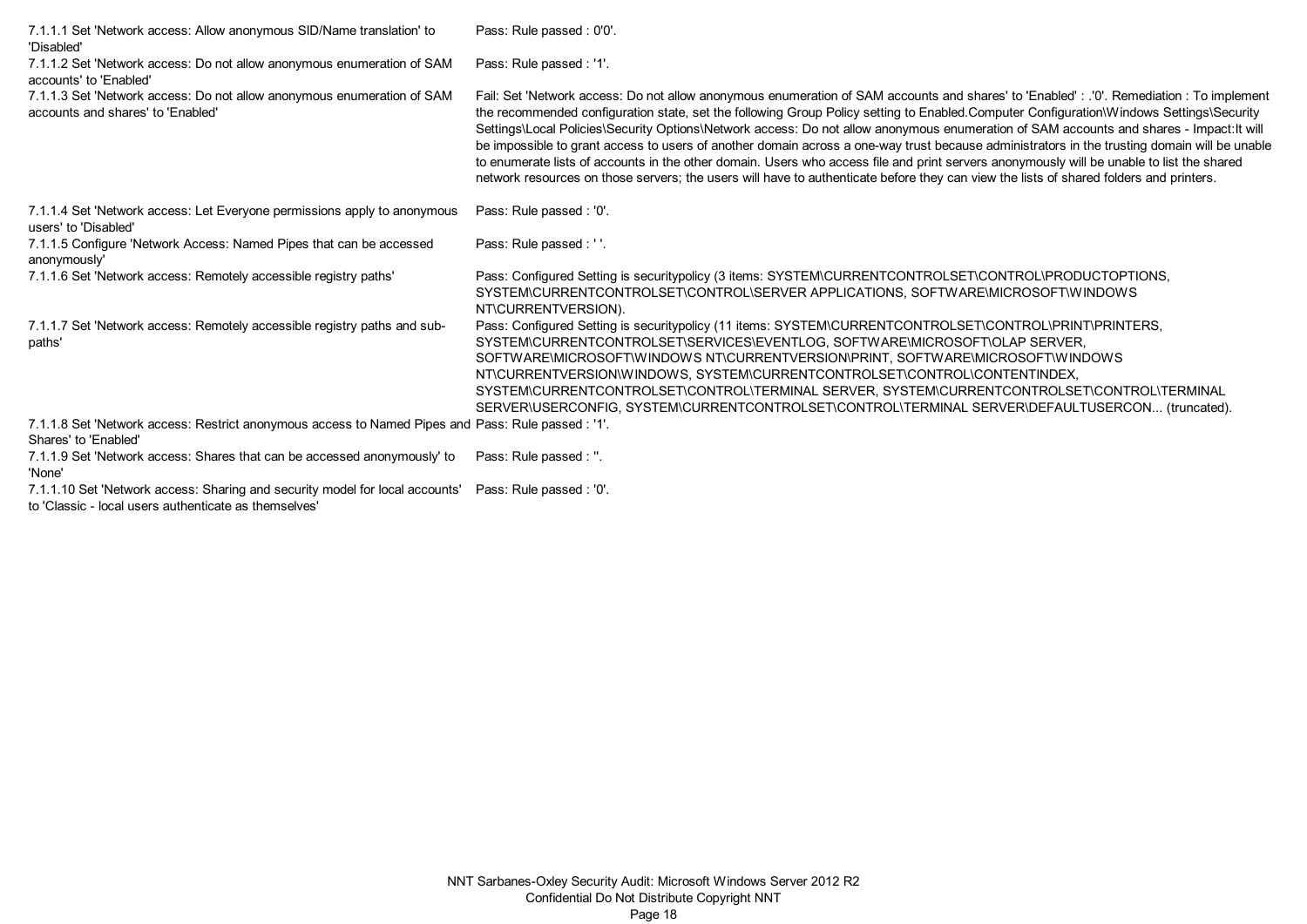| | |
|---|---|
| 7.1.1.1 Set 'Network access: Allow anonymous SID/Name translation' to 'Disabled' | Pass: Rule passed : 0'0'. |
| 7.1.1.2 Set 'Network access: Do not allow anonymous enumeration of SAM accounts' to 'Enabled' | Pass: Rule passed : '1'. |
| 7.1.1.3 Set 'Network access: Do not allow anonymous enumeration of SAM accounts and shares' to 'Enabled' | Fail: Set 'Network access: Do not allow anonymous enumeration of SAM accounts and shares' to 'Enabled' : .'0'. Remediation : To implement the recommended configuration state, set the following Group Policy setting to Enabled.Computer Configuration\Windows Settings\Security Settings\Local Policies\Security Options\Network access: Do not allow anonymous enumeration of SAM accounts and shares - Impact:It will be impossible to grant access to users of another domain across a one-way trust because administrators in the trusting domain will be unable to enumerate lists of accounts in the other domain. Users who access file and print servers anonymously will be unable to list the shared network resources on those servers; the users will have to authenticate before they can view the lists of shared folders and printers. |
| 7.1.1.4 Set 'Network access: Let Everyone permissions apply to anonymous users' to 'Disabled' | Pass: Rule passed : '0'. |
| 7.1.1.5 Configure 'Network Access: Named Pipes that can be accessed anonymously' | Pass: Rule passed : ' '. |
| 7.1.1.6 Set 'Network access: Remotely accessible registry paths' | Pass: Configured Setting is securitypolicy (3 items: SYSTEM\CURRENTCONTROLSET\CONTROL\PRODUCTOPTIONS, SYSTEM\CURRENTCONTROLSET\CONTROL\SERVER APPLICATIONS, SOFTWARE\MICROSOFT\WINDOWS NT\CURRENTVERSION). |
| 7.1.1.7 Set 'Network access: Remotely accessible registry paths and sub-paths' | Pass: Configured Setting is securitypolicy (11 items: SYSTEM\CURRENTCONTROLSET\CONTROL\PRINT\PRINTERS, SYSTEM\CURRENTCONTROLSET\SERVICES\EVENTLOG, SOFTWARE\MICROSOFT\OLAP SERVER, SOFTWARE\MICROSOFT\WINDOWS NT\CURRENTVERSION\PRINT, SOFTWARE\MICROSOFT\WINDOWS NT\CURRENTVERSION\WINDOWS, SYSTEM\CURRENTCONTROLSET\CONTROL\CONTENTINDEX, SYSTEM\CURRENTCONTROLSET\CONTROL\TERMINAL SERVER, SYSTEM\CURRENTCONTROLSET\CONTROL\TERMINAL SERVER\USERCONFIG, SYSTEM\CURRENTCONTROLSET\CONTROL\TERMINAL SERVER\DEFAULTUSERCON... (truncated). |
| 7.1.1.8 Set 'Network access: Restrict anonymous access to Named Pipes and Shares' to 'Enabled' | Pass: Rule passed : '1'. |
| 7.1.1.9 Set 'Network access: Shares that can be accessed anonymously' to 'None' | Pass: Rule passed : ''. |
| 7.1.1.10 Set 'Network access: Sharing and security model for local accounts' to 'Classic - local users authenticate as themselves' | Pass: Rule passed : '0'. |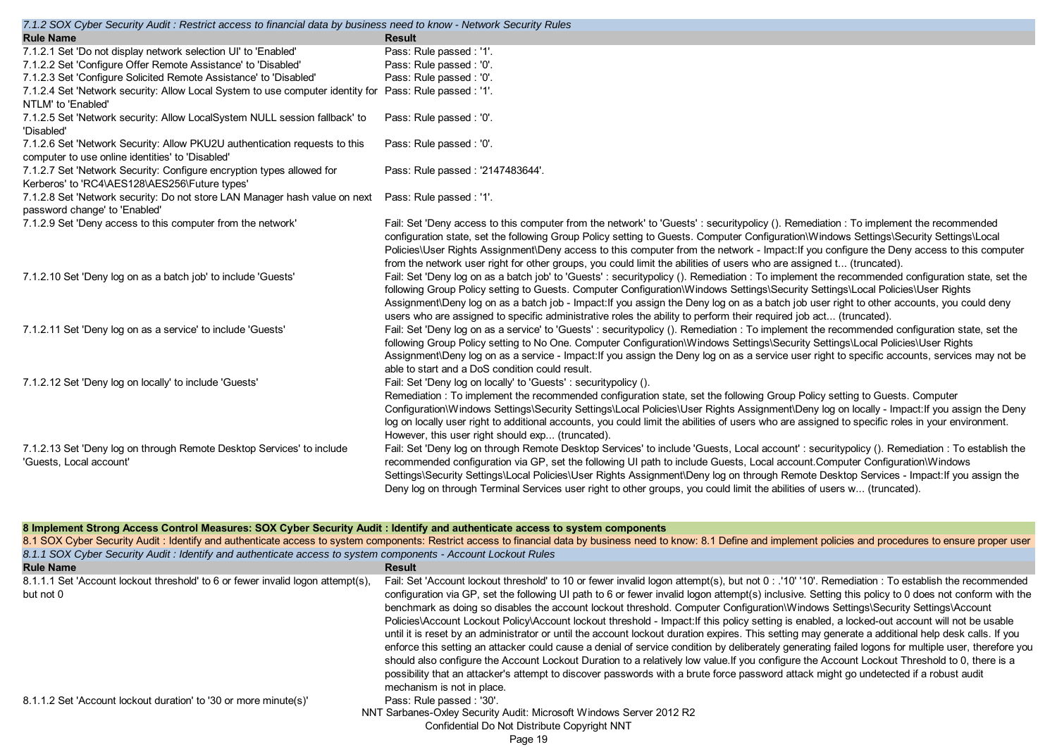*7.1.2 SOX Cyber Security Audit : Restrict access to financial data by business need to know - Network Security Rules*

| Rule Name | Result |
| --- | --- |
| 7.1.2.1 Set 'Do not display network selection UI' to 'Enabled' | Pass: Rule passed : '1'. |
| 7.1.2.2 Set 'Configure Offer Remote Assistance' to 'Disabled' | Pass: Rule passed : '0'. |
| 7.1.2.3 Set 'Configure Solicited Remote Assistance' to 'Disabled' | Pass: Rule passed : '0'. |
| 7.1.2.4 Set 'Network security: Allow Local System to use computer identity for NTLM' to 'Enabled' | Pass: Rule passed : '1'. |
| 7.1.2.5 Set 'Network security: Allow LocalSystem NULL session fallback' to 'Disabled' | Pass: Rule passed : '0'. |
| 7.1.2.6 Set 'Network Security: Allow PKU2U authentication requests to this computer to use online identities' to 'Disabled' | Pass: Rule passed : '0'. |
| 7.1.2.7 Set 'Network Security: Configure encryption types allowed for Kerberos' to 'RC4\AES128\AES256\Future types' | Pass: Rule passed : '2147483644'. |
| 7.1.2.8 Set 'Network security: Do not store LAN Manager hash value on next password change' to 'Enabled' | Pass: Rule passed : '1'. |
| 7.1.2.9 Set 'Deny access to this computer from the network' | Fail: Set 'Deny access to this computer from the network' to 'Guests' : securitypolicy (). Remediation : To implement the recommended configuration state, set the following Group Policy setting to Guests. Computer Configuration\Windows Settings\Security Settings\Local Policies\User Rights Assignment\Deny access to this computer from the network - Impact:If you configure the Deny access to this computer from the network user right for other groups, you could limit the abilities of users who are assigned t... (truncated). |
| 7.1.2.10 Set 'Deny log on as a batch job' to include 'Guests' | Fail: Set 'Deny log on as a batch job' to 'Guests' : securitypolicy (). Remediation : To implement the recommended configuration state, set the following Group Policy setting to Guests. Computer Configuration\Windows Settings\Security Settings\Local Policies\User Rights Assignment\Deny log on as a batch job - Impact:If you assign the Deny log on as a batch job user right to other accounts, you could deny users who are assigned to specific administrative roles the ability to perform their required job act... (truncated). |
| 7.1.2.11 Set 'Deny log on as a service' to include 'Guests' | Fail: Set 'Deny log on as a service' to 'Guests' : securitypolicy (). Remediation : To implement the recommended configuration state, set the following Group Policy setting to No One. Computer Configuration\Windows Settings\Security Settings\Local Policies\User Rights Assignment\Deny log on as a service - Impact:If you assign the Deny log on as a service user right to specific accounts, services may not be able to start and a DoS condition could result. |
| 7.1.2.12 Set 'Deny log on locally' to include 'Guests' | Fail: Set 'Deny log on locally' to 'Guests' : securitypolicy (). Remediation : To implement the recommended configuration state, set the following Group Policy setting to Guests. Computer Configuration\Windows Settings\Security Settings\Local Policies\User Rights Assignment\Deny log on locally - Impact:If you assign the Deny log on locally user right to additional accounts, you could limit the abilities of users who are assigned to specific roles in your environment. However, this user right should exp... (truncated). |
| 7.1.2.13 Set 'Deny log on through Remote Desktop Services' to include 'Guests, Local account' | Fail: Set 'Deny log on through Remote Desktop Services' to include 'Guests, Local account' : securitypolicy (). Remediation : To establish the recommended configuration via GP, set the following UI path to include Guests, Local account.Computer Configuration\Windows Settings\Security Settings\Local Policies\User Rights Assignment\Deny log on through Remote Desktop Services - Impact:If you assign the Deny log on through Terminal Services user right to other groups, you could limit the abilities of users w... (truncated). |

**8 Implement Strong Access Control Measures: SOX Cyber Security Audit : Identify and authenticate access to system components**

8.1 SOX Cyber Security Audit : Identify and authenticate access to system components: Restrict access to financial data by business need to know: 8.1 Define and implement policies and procedures to ensure proper user

*8.1.1 SOX Cyber Security Audit : Identify and authenticate access to system components - Account Lockout Rules*

| Rule Name | Result |
| --- | --- |
| 8.1.1.1 Set 'Account lockout threshold' to 6 or fewer invalid logon attempt(s), but not 0 | Fail: Set 'Account lockout threshold' to 10 or fewer invalid logon attempt(s), but not 0 : .'10' '10'. Remediation : To establish the recommended configuration via GP, set the following UI path to 6 or fewer invalid logon attempt(s) inclusive. Setting this policy to 0 does not conform with the benchmark as doing so disables the account lockout threshold. Computer Configuration\Windows Settings\Security Settings\Account Policies\Account Lockout Policy\Account lockout threshold - Impact:If this policy setting is enabled, a locked-out account will not be usable until it is reset by an administrator or until the account lockout duration expires. This setting may generate a additional help desk calls. If you enforce this setting an attacker could cause a denial of service condition by deliberately generating failed logons for multiple user, therefore you should also configure the Account Lockout Duration to a relatively low value.If you configure the Account Lockout Threshold to 0, there is a possibility that an attacker's attempt to discover passwords with a brute force password attack might go undetected if a robust audit mechanism is not in place. |
| 8.1.1.2 Set 'Account lockout duration' to '30 or more minute(s)' | Pass: Rule passed : '30'. |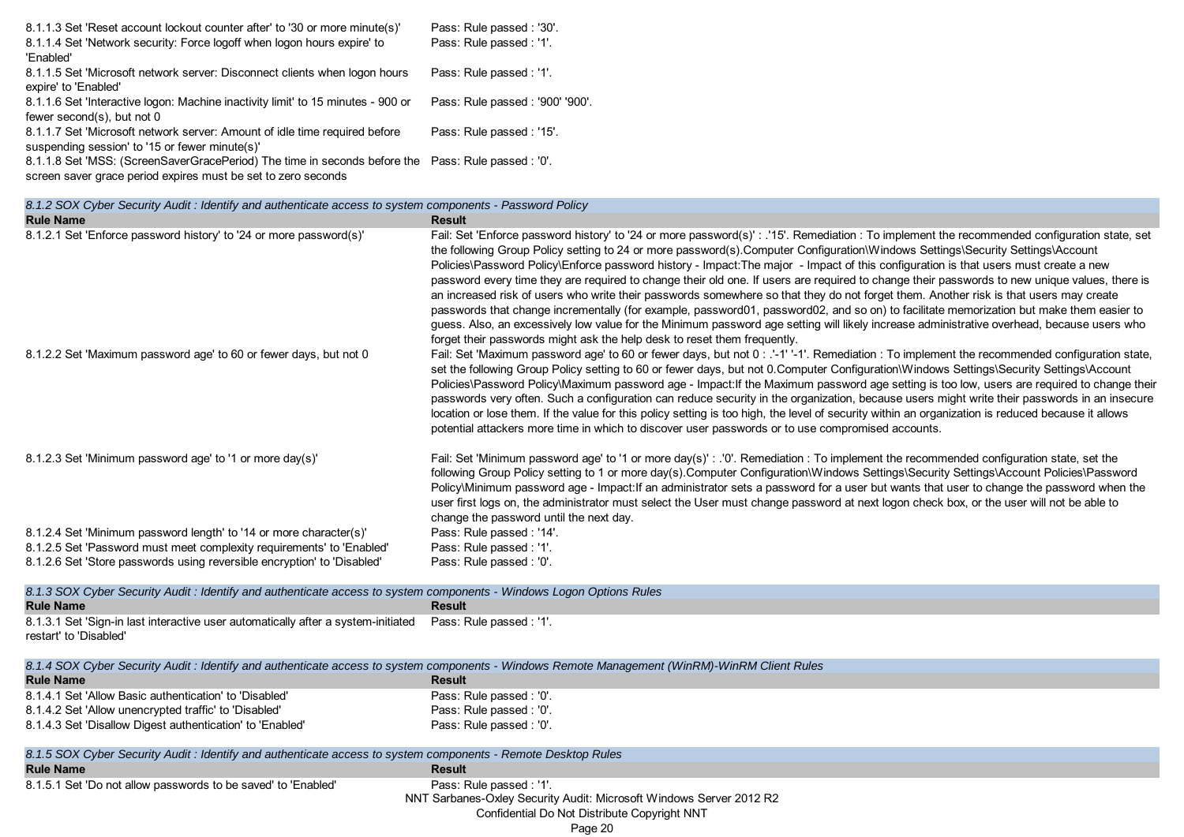| Rule Name | Result |
|---|---|
| 8.1.1.3 Set 'Reset account lockout counter after' to '30 or more minute(s)' | Pass: Rule passed : '30'. |
| 8.1.1.4 Set 'Network security: Force logoff when logon hours expire' to 'Enabled' | Pass: Rule passed : '1'. |
| 8.1.1.5 Set 'Microsoft network server: Disconnect clients when logon hours expire' to 'Enabled' | Pass: Rule passed : '1'. |
| 8.1.1.6 Set 'Interactive logon: Machine inactivity limit' to 15 minutes - 900 or fewer second(s), but not 0 | Pass: Rule passed : '900' '900'. |
| 8.1.1.7 Set 'Microsoft network server: Amount of idle time required before suspending session' to '15 or fewer minute(s)' | Pass: Rule passed : '15'. |
| 8.1.1.8 Set 'MSS: (ScreenSaverGracePeriod) The time in seconds before the screen saver grace period expires must be set to zero seconds | Pass: Rule passed : '0'. |

*8.1.2 SOX Cyber Security Audit : Identify and authenticate access to system components - Password Policy*

| Rule Name | Result |
|---|---|
| 8.1.2.1 Set 'Enforce password history' to '24 or more password(s)' | Fail: Set 'Enforce password history' to '24 or more password(s)' : .'15'. Remediation : To implement the recommended configuration state, set the following Group Policy setting to 24 or more password(s).Computer Configuration\Windows Settings\Security Settings\Account Policies\Password Policy\Enforce password history - Impact:The major - Impact of this configuration is that users must create a new password every time they are required to change their old one. If users are required to change their passwords to new unique values, there is an increased risk of users who write their passwords somewhere so that they do not forget them. Another risk is that users may create passwords that change incrementally (for example, password01, password02, and so on) to facilitate memorization but make them easier to guess. Also, an excessively low value for the Minimum password age setting will likely increase administrative overhead, because users who forget their passwords might ask the help desk to reset them frequently. |
| 8.1.2.2 Set 'Maximum password age' to 60 or fewer days, but not 0 | Fail: Set 'Maximum password age' to 60 or fewer days, but not 0 : .'-1' '-1'. Remediation : To implement the recommended configuration state, set the following Group Policy setting to 60 or fewer days, but not 0.Computer Configuration\Windows Settings\Security Settings\Account Policies\Password Policy\Maximum password age - Impact:If the Maximum password age setting is too low, users are required to change their passwords very often. Such a configuration can reduce security in the organization, because users might write their passwords in an insecure location or lose them. If the value for this policy setting is too high, the level of security within an organization is reduced because it allows potential attackers more time in which to discover user passwords or to use compromised accounts. |
| 8.1.2.3 Set 'Minimum password age' to '1 or more day(s)' | Fail: Set 'Minimum password age' to '1 or more day(s)' : .'0'. Remediation : To implement the recommended configuration state, set the following Group Policy setting to 1 or more day(s).Computer Configuration\Windows Settings\Security Settings\Account Policies\Password Policy\Minimum password age - Impact:If an administrator sets a password for a user but wants that user to change the password when the user first logs on, the administrator must select the User must change password at next logon check box, or the user will not be able to change the password until the next day. |
| 8.1.2.4 Set 'Minimum password length' to '14 or more character(s)' | Pass: Rule passed : '14'. |
| 8.1.2.5 Set 'Password must meet complexity requirements' to 'Enabled' | Pass: Rule passed : '1'. |
| 8.1.2.6 Set 'Store passwords using reversible encryption' to 'Disabled' | Pass: Rule passed : '0'. |

*8.1.3 SOX Cyber Security Audit : Identify and authenticate access to system components - Windows Logon Options Rules*

| Rule Name | Result |
|---|---|
| 8.1.3.1 Set 'Sign-in last interactive user automatically after a system-initiated restart' to 'Disabled' | Pass: Rule passed : '1'. |

*8.1.4 SOX Cyber Security Audit : Identify and authenticate access to system components - Windows Remote Management (WinRM)-WinRM Client Rules*

| Rule Name | Result |
|---|---|
| 8.1.4.1 Set 'Allow Basic authentication' to 'Disabled' | Pass: Rule passed : '0'. |
| 8.1.4.2 Set 'Allow unencrypted traffic' to 'Disabled' | Pass: Rule passed : '0'. |
| 8.1.4.3 Set 'Disallow Digest authentication' to 'Enabled' | Pass: Rule passed : '0'. |

*8.1.5 SOX Cyber Security Audit : Identify and authenticate access to system components - Remote Desktop Rules*

| Rule Name | Result |
|---|---|
| 8.1.5.1 Set 'Do not allow passwords to be saved' to 'Enabled' | Pass: Rule passed : '1'. |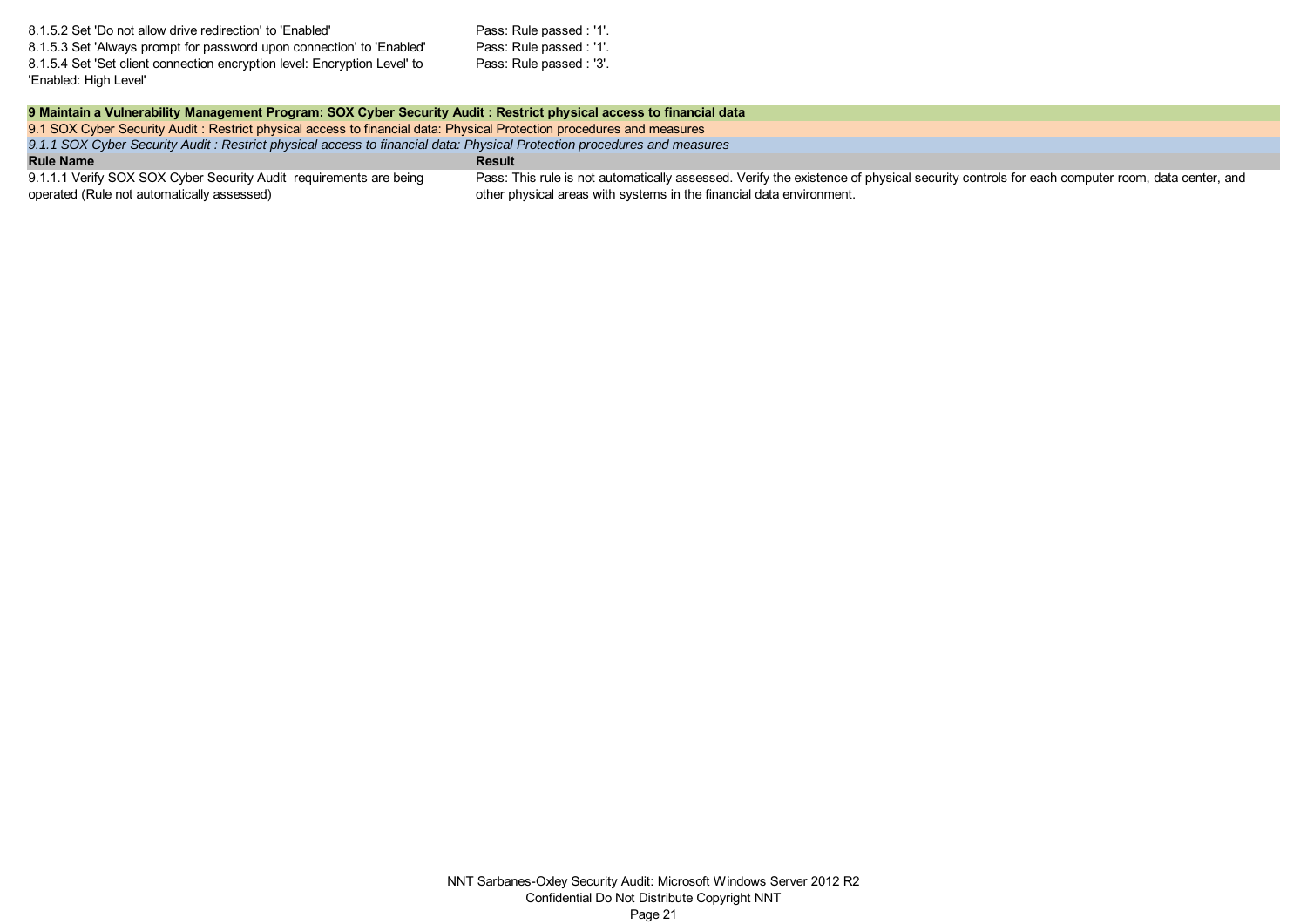| Rule Name | Result |
|---|---|
| 8.1.5.2 Set 'Do not allow drive redirection' to 'Enabled' | Pass: Rule passed : '1'. |
| 8.1.5.3 Set 'Always prompt for password upon connection' to 'Enabled' | Pass: Rule passed : '1'. |
| 8.1.5.4 Set 'Set client connection encryption level: Encryption Level' to 'Enabled: High Level' | Pass: Rule passed : '3'. |

## 9 Maintain a Vulnerability Management Program: SOX Cyber Security Audit : Restrict physical access to financial data

### 9.1 SOX Cyber Security Audit : Restrict physical access to financial data: Physical Protection procedures and measures

#### *9.1.1 SOX Cyber Security Audit : Restrict physical access to financial data: Physical Protection procedures and measures*

| Rule Name | Result |
|---|---|
| 9.1.1.1 Verify SOX SOX Cyber Security Audit requirements are being operated (Rule not automatically assessed) | Pass: This rule is not automatically assessed. Verify the existence of physical security controls for each computer room, data center, and other physical areas with systems in the financial data environment. |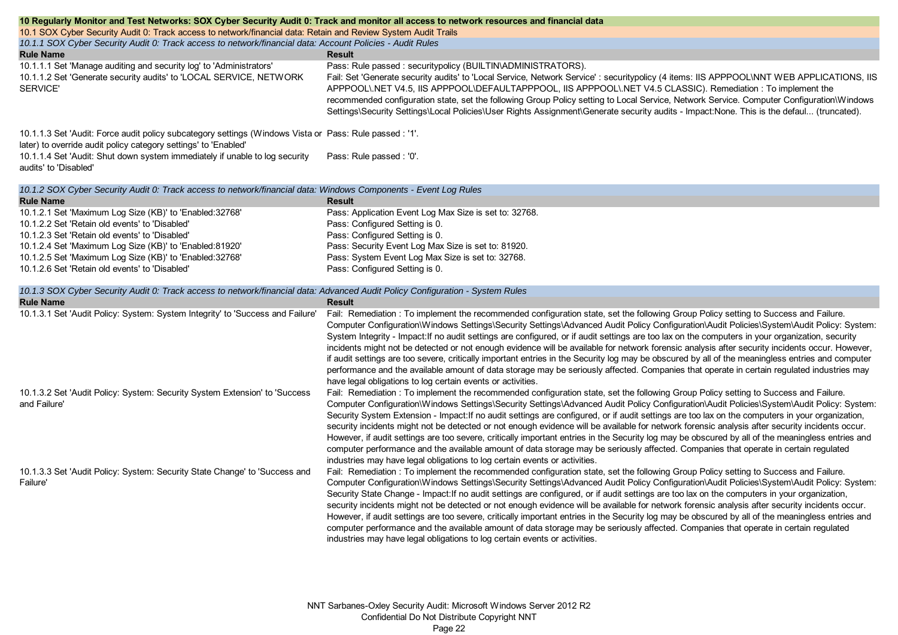## 10 Regularly Monitor and Test Networks: SOX Cyber Security Audit 0: Track and monitor all access to network resources and financial data

### 10.1 SOX Cyber Security Audit 0: Track access to network/financial data: Retain and Review System Audit Trails

#### *10.1.1 SOX Cyber Security Audit 0: Track access to network/financial data: Account Policies - Audit Rules*

| Rule Name | Result |
|---|---|
| 10.1.1.1 Set 'Manage auditing and security log' to 'Administrators' | Pass: Rule passed : securitypolicy (BUILTIN\ADMINISTRATORS). |
| 10.1.1.2 Set 'Generate security audits' to 'LOCAL SERVICE, NETWORK SERVICE' | Fail: Set 'Generate security audits' to 'Local Service, Network Service' : securitypolicy (4 items: IIS APPPOOL\NNT WEB APPLICATIONS, IIS APPPOOL\.NET V4.5, IIS APPPOOL\DEFAULTAPPPOOL, IIS APPPOOL\.NET V4.5 CLASSIC). Remediation : To implement the recommended configuration state, set the following Group Policy setting to Local Service, Network Service. Computer Configuration\Windows Settings\Security Settings\Local Policies\User Rights Assignment\Generate security audits - Impact:None. This is the defaul... (truncated). |
| 10.1.1.3 Set 'Audit: Force audit policy subcategory settings (Windows Vista or later) to override audit policy category settings' to 'Enabled' | Pass: Rule passed : '1'. |
| 10.1.1.4 Set 'Audit: Shut down system immediately if unable to log security audits' to 'Disabled' | Pass: Rule passed : '0'. |

#### *10.1.2 SOX Cyber Security Audit 0: Track access to network/financial data: Windows Components - Event Log Rules*

| Rule Name | Result |
|---|---|
| 10.1.2.1 Set 'Maximum Log Size (KB)' to 'Enabled:32768' | Pass: Application Event Log Max Size is set to: 32768. |
| 10.1.2.2 Set 'Retain old events' to 'Disabled' | Pass: Configured Setting is 0. |
| 10.1.2.3 Set 'Retain old events' to 'Disabled' | Pass: Configured Setting is 0. |
| 10.1.2.4 Set 'Maximum Log Size (KB)' to 'Enabled:81920' | Pass: Security Event Log Max Size is set to: 81920. |
| 10.1.2.5 Set 'Maximum Log Size (KB)' to 'Enabled:32768' | Pass: System Event Log Max Size is set to: 32768. |
| 10.1.2.6 Set 'Retain old events' to 'Disabled' | Pass: Configured Setting is 0. |

#### *10.1.3 SOX Cyber Security Audit 0: Track access to network/financial data: Advanced Audit Policy Configuration - System Rules*

| Rule Name | Result |
|---|---|
| 10.1.3.1 Set 'Audit Policy: System: System Integrity' to 'Success and Failure' | Fail: Remediation : To implement the recommended configuration state, set the following Group Policy setting to Success and Failure. Computer Configuration\Windows Settings\Security Settings\Advanced Audit Policy Configuration\Audit Policies\System\Audit Policy: System: System Integrity - Impact:If no audit settings are configured, or if audit settings are too lax on the computers in your organization, security incidents might not be detected or not enough evidence will be available for network forensic analysis after security incidents occur. However, if audit settings are too severe, critically important entries in the Security log may be obscured by all of the meaningless entries and computer performance and the available amount of data storage may be seriously affected. Companies that operate in certain regulated industries may have legal obligations to log certain events or activities. |
| 10.1.3.2 Set 'Audit Policy: System: Security System Extension' to 'Success and Failure' | Fail: Remediation : To implement the recommended configuration state, set the following Group Policy setting to Success and Failure. Computer Configuration\Windows Settings\Security Settings\Advanced Audit Policy Configuration\Audit Policies\System\Audit Policy: System: Security System Extension - Impact:If no audit settings are configured, or if audit settings are too lax on the computers in your organization, security incidents might not be detected or not enough evidence will be available for network forensic analysis after security incidents occur. However, if audit settings are too severe, critically important entries in the Security log may be obscured by all of the meaningless entries and computer performance and the available amount of data storage may be seriously affected. Companies that operate in certain regulated industries may have legal obligations to log certain events or activities. |
| 10.1.3.3 Set 'Audit Policy: System: Security State Change' to 'Success and Failure' | Fail: Remediation : To implement the recommended configuration state, set the following Group Policy setting to Success and Failure. Computer Configuration\Windows Settings\Security Settings\Advanced Audit Policy Configuration\Audit Policies\System\Audit Policy: System: Security State Change - Impact:If no audit settings are configured, or if audit settings are too lax on the computers in your organization, security incidents might not be detected or not enough evidence will be available for network forensic analysis after security incidents occur. However, if audit settings are too severe, critically important entries in the Security log may be obscured by all of the meaningless entries and computer performance and the available amount of data storage may be seriously affected. Companies that operate in certain regulated industries may have legal obligations to log certain events or activities. |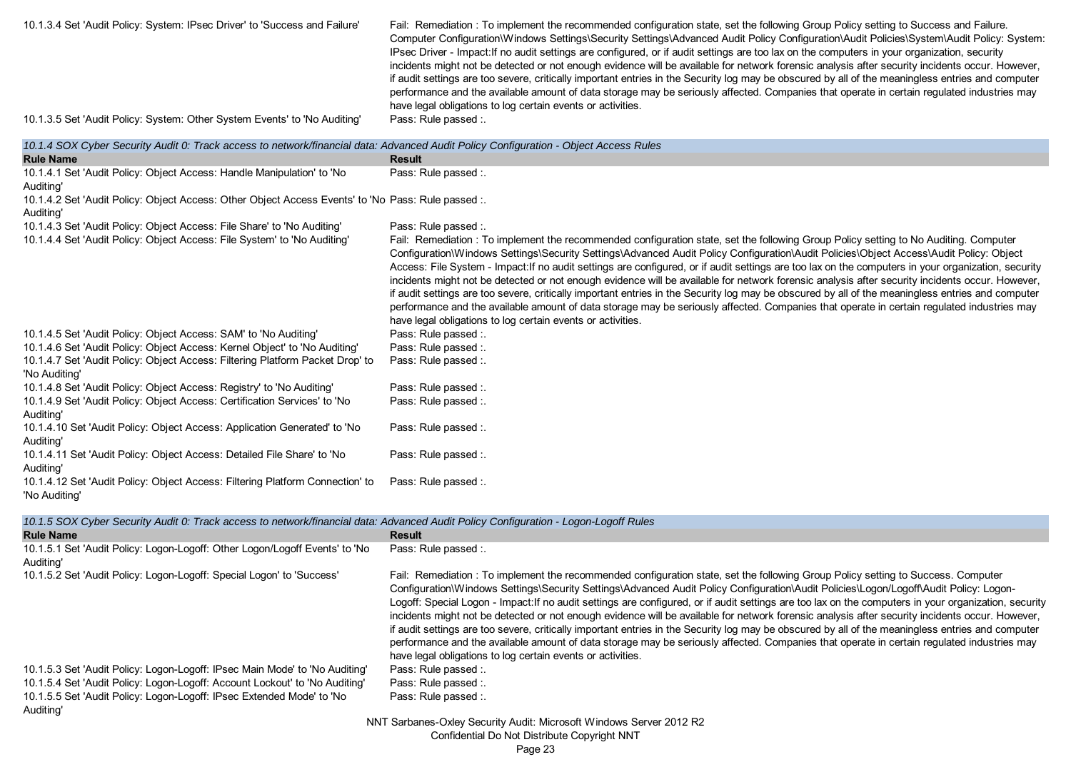| Rule Name | Result |
|---|---|
| 10.1.3.4 Set 'Audit Policy: System: IPsec Driver' to 'Success and Failure' | Fail: Remediation : To implement the recommended configuration state, set the following Group Policy setting to Success and Failure. Computer Configuration\Windows Settings\Security Settings\Advanced Audit Policy Configuration\Audit Policies\System\Audit Policy: System: IPsec Driver - Impact:If no audit settings are configured, or if audit settings are too lax on the computers in your organization, security incidents might not be detected or not enough evidence will be available for network forensic analysis after security incidents occur. However, if audit settings are too severe, critically important entries in the Security log may be obscured by all of the meaningless entries and computer performance and the available amount of data storage may be seriously affected. Companies that operate in certain regulated industries may have legal obligations to log certain events or activities. |
| 10.1.3.5 Set 'Audit Policy: System: Other System Events' to 'No Auditing' | Pass: Rule passed :. |

*10.1.4 SOX Cyber Security Audit 0: Track access to network/financial data: Advanced Audit Policy Configuration - Object Access Rules*

| Rule Name | Result |
|---|---|
| 10.1.4.1 Set 'Audit Policy: Object Access: Handle Manipulation' to 'No Auditing' | Pass: Rule passed :. |
| 10.1.4.2 Set 'Audit Policy: Object Access: Other Object Access Events' to 'No Auditing' | Pass: Rule passed :. |
| 10.1.4.3 Set 'Audit Policy: Object Access: File Share' to 'No Auditing' | Pass: Rule passed :. |
| 10.1.4.4 Set 'Audit Policy: Object Access: File System' to 'No Auditing' | Fail: Remediation : To implement the recommended configuration state, set the following Group Policy setting to No Auditing. Computer Configuration\Windows Settings\Security Settings\Advanced Audit Policy Configuration\Audit Policies\Object Access\Audit Policy: Object Access: File System - Impact:If no audit settings are configured, or if audit settings are too lax on the computers in your organization, security incidents might not be detected or not enough evidence will be available for network forensic analysis after security incidents occur. However, if audit settings are too severe, critically important entries in the Security log may be obscured by all of the meaningless entries and computer performance and the available amount of data storage may be seriously affected. Companies that operate in certain regulated industries may have legal obligations to log certain events or activities. |
| 10.1.4.5 Set 'Audit Policy: Object Access: SAM' to 'No Auditing' | Pass: Rule passed :. |
| 10.1.4.6 Set 'Audit Policy: Object Access: Kernel Object' to 'No Auditing' | Pass: Rule passed :. |
| 10.1.4.7 Set 'Audit Policy: Object Access: Filtering Platform Packet Drop' to 'No Auditing' | Pass: Rule passed :. |
| 10.1.4.8 Set 'Audit Policy: Object Access: Registry' to 'No Auditing' | Pass: Rule passed :. |
| 10.1.4.9 Set 'Audit Policy: Object Access: Certification Services' to 'No Auditing' | Pass: Rule passed :. |
| 10.1.4.10 Set 'Audit Policy: Object Access: Application Generated' to 'No Auditing' | Pass: Rule passed :. |
| 10.1.4.11 Set 'Audit Policy: Object Access: Detailed File Share' to 'No Auditing' | Pass: Rule passed :. |
| 10.1.4.12 Set 'Audit Policy: Object Access: Filtering Platform Connection' to 'No Auditing' | Pass: Rule passed :. |

*10.1.5 SOX Cyber Security Audit 0: Track access to network/financial data: Advanced Audit Policy Configuration - Logon-Logoff Rules*

| Rule Name | Result |
|---|---|
| 10.1.5.1 Set 'Audit Policy: Logon-Logoff: Other Logon/Logoff Events' to 'No Auditing' | Pass: Rule passed :. |
| 10.1.5.2 Set 'Audit Policy: Logon-Logoff: Special Logon' to 'Success' | Fail: Remediation : To implement the recommended configuration state, set the following Group Policy setting to Success. Computer Configuration\Windows Settings\Security Settings\Advanced Audit Policy Configuration\Audit Policies\Logon/Logoff\Audit Policy: Logon-Logoff: Special Logon - Impact:If no audit settings are configured, or if audit settings are too lax on the computers in your organization, security incidents might not be detected or not enough evidence will be available for network forensic analysis after security incidents occur. However, if audit settings are too severe, critically important entries in the Security log may be obscured by all of the meaningless entries and computer performance and the available amount of data storage may be seriously affected. Companies that operate in certain regulated industries may have legal obligations to log certain events or activities. |
| 10.1.5.3 Set 'Audit Policy: Logon-Logoff: IPsec Main Mode' to 'No Auditing' | Pass: Rule passed :. |
| 10.1.5.4 Set 'Audit Policy: Logon-Logoff: Account Lockout' to 'No Auditing' | Pass: Rule passed :. |
| 10.1.5.5 Set 'Audit Policy: Logon-Logoff: IPsec Extended Mode' to 'No Auditing' | Pass: Rule passed :. |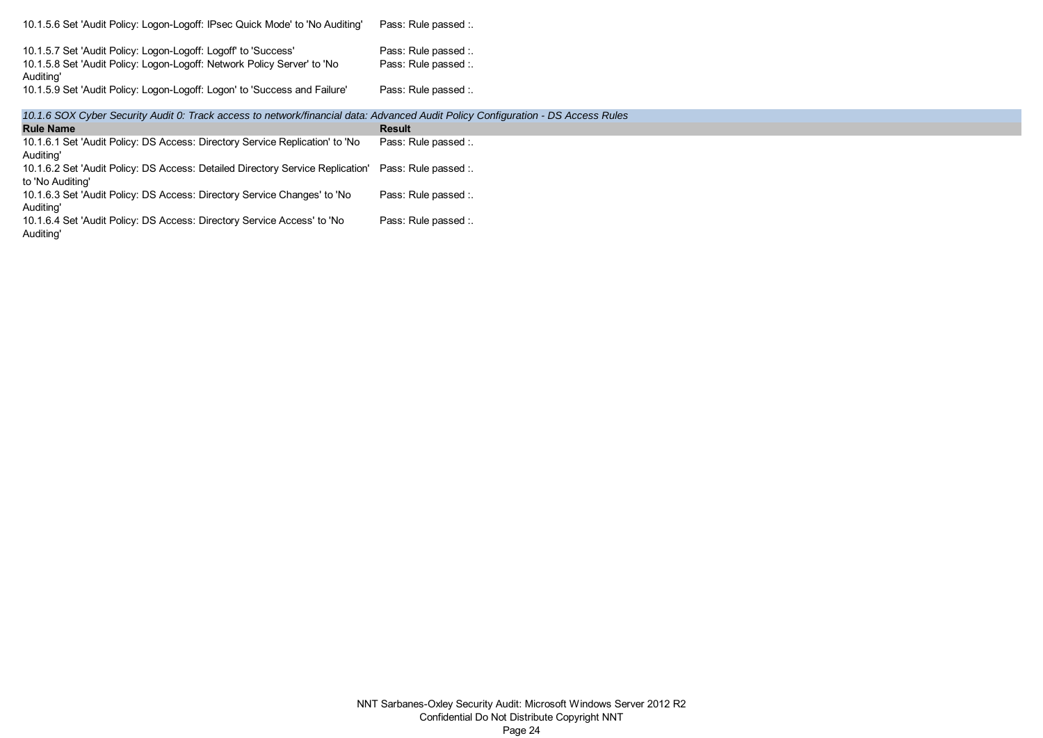| Rule Name | Result |
| --- | --- |
| 10.1.5.6 Set 'Audit Policy: Logon-Logoff: IPsec Quick Mode' to 'No Auditing' | Pass: Rule passed :. |
| 10.1.5.7 Set 'Audit Policy: Logon-Logoff: Logoff' to 'Success' | Pass: Rule passed :. |
| 10.1.5.8 Set 'Audit Policy: Logon-Logoff: Network Policy Server' to 'No Auditing' | Pass: Rule passed :. |
| 10.1.5.9 Set 'Audit Policy: Logon-Logoff: Logon' to 'Success and Failure' | Pass: Rule passed :. |

*10.1.6 SOX Cyber Security Audit 0: Track access to network/financial data: Advanced Audit Policy Configuration - DS Access Rules*

| Rule Name | Result |
| --- | --- |
| 10.1.6.1 Set 'Audit Policy: DS Access: Directory Service Replication' to 'No Auditing' | Pass: Rule passed :. |
| 10.1.6.2 Set 'Audit Policy: DS Access: Detailed Directory Service Replication' to 'No Auditing' | Pass: Rule passed :. |
| 10.1.6.3 Set 'Audit Policy: DS Access: Directory Service Changes' to 'No Auditing' | Pass: Rule passed :. |
| 10.1.6.4 Set 'Audit Policy: DS Access: Directory Service Access' to 'No Auditing' | Pass: Rule passed :. |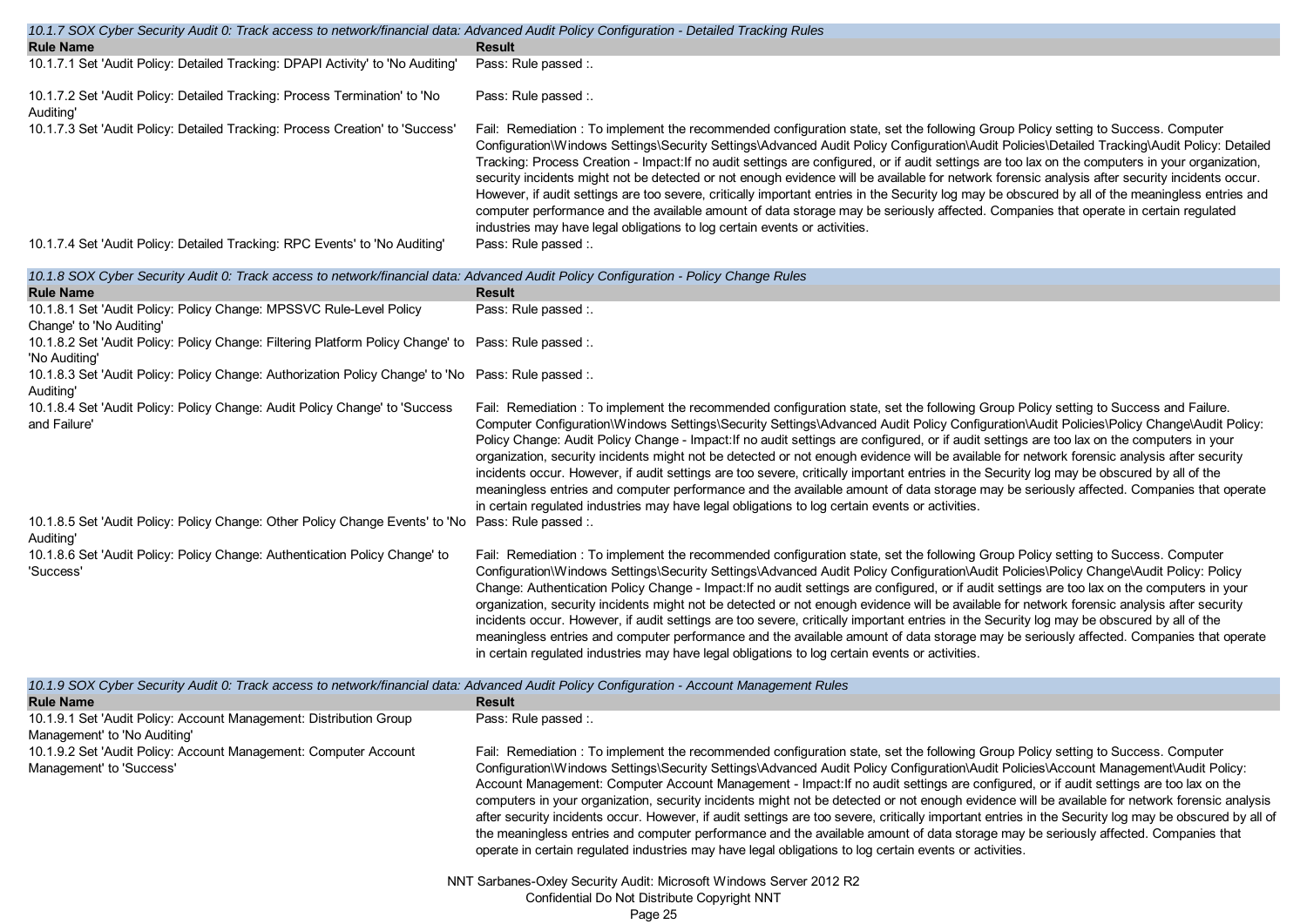*10.1.7 SOX Cyber Security Audit 0: Track access to network/financial data: Advanced Audit Policy Configuration - Detailed Tracking Rules*

| Rule Name | Result |
| --- | --- |
| 10.1.7.1 Set 'Audit Policy: Detailed Tracking: DPAPI Activity' to 'No Auditing' | Pass: Rule passed :. |
| 10.1.7.2 Set 'Audit Policy: Detailed Tracking: Process Termination' to 'No Auditing' | Pass: Rule passed :. |
| 10.1.7.3 Set 'Audit Policy: Detailed Tracking: Process Creation' to 'Success' | Fail: Remediation : To implement the recommended configuration state, set the following Group Policy setting to Success. Computer Configuration\Windows Settings\Security Settings\Advanced Audit Policy Configuration\Audit Policies\Detailed Tracking\Audit Policy: Detailed Tracking: Process Creation - Impact:If no audit settings are configured, or if audit settings are too lax on the computers in your organization, security incidents might not be detected or not enough evidence will be available for network forensic analysis after security incidents occur. However, if audit settings are too severe, critically important entries in the Security log may be obscured by all of the meaningless entries and computer performance and the available amount of data storage may be seriously affected. Companies that operate in certain regulated industries may have legal obligations to log certain events or activities. |
| 10.1.7.4 Set 'Audit Policy: Detailed Tracking: RPC Events' to 'No Auditing' | Pass: Rule passed :. |

*10.1.8 SOX Cyber Security Audit 0: Track access to network/financial data: Advanced Audit Policy Configuration - Policy Change Rules*

| Rule Name | Result |
| --- | --- |
| 10.1.8.1 Set 'Audit Policy: Policy Change: MPSSVC Rule-Level Policy Change' to 'No Auditing' | Pass: Rule passed :. |
| 10.1.8.2 Set 'Audit Policy: Policy Change: Filtering Platform Policy Change' to 'No Auditing' | Pass: Rule passed :. |
| 10.1.8.3 Set 'Audit Policy: Policy Change: Authorization Policy Change' to 'No Auditing' | Pass: Rule passed :. |
| 10.1.8.4 Set 'Audit Policy: Policy Change: Audit Policy Change' to 'Success and Failure' | Fail: Remediation : To implement the recommended configuration state, set the following Group Policy setting to Success and Failure. Computer Configuration\Windows Settings\Security Settings\Advanced Audit Policy Configuration\Audit Policies\Policy Change\Audit Policy: Policy Change: Audit Policy Change - Impact:If no audit settings are configured, or if audit settings are too lax on the computers in your organization, security incidents might not be detected or not enough evidence will be available for network forensic analysis after security incidents occur. However, if audit settings are too severe, critically important entries in the Security log may be obscured by all of the meaningless entries and computer performance and the available amount of data storage may be seriously affected. Companies that operate in certain regulated industries may have legal obligations to log certain events or activities. |
| 10.1.8.5 Set 'Audit Policy: Policy Change: Other Policy Change Events' to 'No Auditing' | Pass: Rule passed :. |
| 10.1.8.6 Set 'Audit Policy: Policy Change: Authentication Policy Change' to 'Success' | Fail: Remediation : To implement the recommended configuration state, set the following Group Policy setting to Success. Computer Configuration\Windows Settings\Security Settings\Advanced Audit Policy Configuration\Audit Policies\Policy Change\Audit Policy: Policy Change: Authentication Policy Change - Impact:If no audit settings are configured, or if audit settings are too lax on the computers in your organization, security incidents might not be detected or not enough evidence will be available for network forensic analysis after security incidents occur. However, if audit settings are too severe, critically important entries in the Security log may be obscured by all of the meaningless entries and computer performance and the available amount of data storage may be seriously affected. Companies that operate in certain regulated industries may have legal obligations to log certain events or activities. |

*10.1.9 SOX Cyber Security Audit 0: Track access to network/financial data: Advanced Audit Policy Configuration - Account Management Rules*

| Rule Name | Result |
| --- | --- |
| 10.1.9.1 Set 'Audit Policy: Account Management: Distribution Group Management' to 'No Auditing' | Pass: Rule passed :. |
| 10.1.9.2 Set 'Audit Policy: Account Management: Computer Account Management' to 'Success' | Fail: Remediation : To implement the recommended configuration state, set the following Group Policy setting to Success. Computer Configuration\Windows Settings\Security Settings\Advanced Audit Policy Configuration\Audit Policies\Account Management\Audit Policy: Account Management: Computer Account Management - Impact:If no audit settings are configured, or if audit settings are too lax on the computers in your organization, security incidents might not be detected or not enough evidence will be available for network forensic analysis after security incidents occur. However, if audit settings are too severe, critically important entries in the Security log may be obscured by all of the meaningless entries and computer performance and the available amount of data storage may be seriously affected. Companies that operate in certain regulated industries may have legal obligations to log certain events or activities. |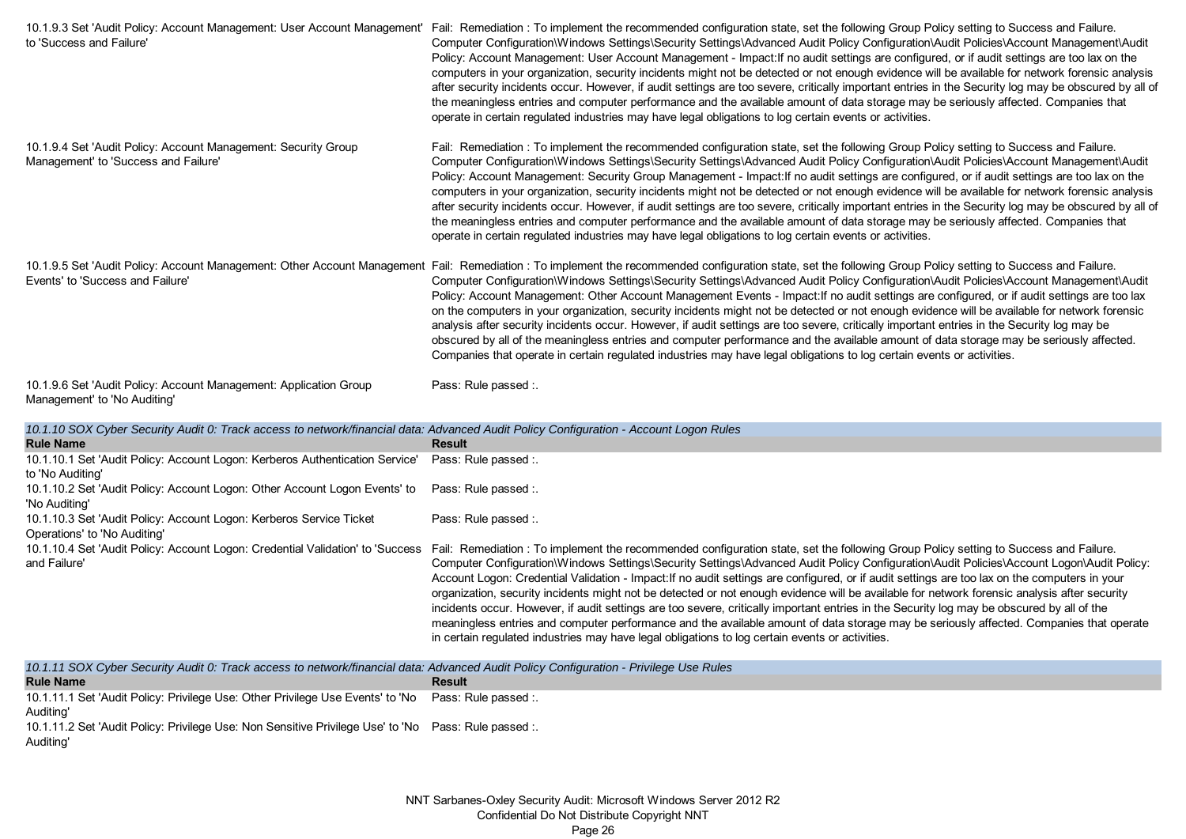| Rule Name | Result |
|---|---|
| 10.1.9.3 Set 'Audit Policy: Account Management: User Account Management' to 'Success and Failure' | Fail: Remediation : To implement the recommended configuration state, set the following Group Policy setting to Success and Failure. Computer Configuration\Windows Settings\Security Settings\Advanced Audit Policy Configuration\Audit Policies\Account Management\Audit Policy: Account Management: User Account Management - Impact:If no audit settings are configured, or if audit settings are too lax on the computers in your organization, security incidents might not be detected or not enough evidence will be available for network forensic analysis after security incidents occur. However, if audit settings are too severe, critically important entries in the Security log may be obscured by all of the meaningless entries and computer performance and the available amount of data storage may be seriously affected. Companies that operate in certain regulated industries may have legal obligations to log certain events or activities. |
| 10.1.9.4 Set 'Audit Policy: Account Management: Security Group Management' to 'Success and Failure' | Fail: Remediation : To implement the recommended configuration state, set the following Group Policy setting to Success and Failure. Computer Configuration\Windows Settings\Security Settings\Advanced Audit Policy Configuration\Audit Policies\Account Management\Audit Policy: Account Management: Security Group Management - Impact:If no audit settings are configured, or if audit settings are too lax on the computers in your organization, security incidents might not be detected or not enough evidence will be available for network forensic analysis after security incidents occur. However, if audit settings are too severe, critically important entries in the Security log may be obscured by all of the meaningless entries and computer performance and the available amount of data storage may be seriously affected. Companies that operate in certain regulated industries may have legal obligations to log certain events or activities. |
| 10.1.9.5 Set 'Audit Policy: Account Management: Other Account Management Events' to 'Success and Failure' | Fail: Remediation : To implement the recommended configuration state, set the following Group Policy setting to Success and Failure. Computer Configuration\Windows Settings\Security Settings\Advanced Audit Policy Configuration\Audit Policies\Account Management\Audit Policy: Account Management: Other Account Management Events - Impact:If no audit settings are configured, or if audit settings are too lax on the computers in your organization, security incidents might not be detected or not enough evidence will be available for network forensic analysis after security incidents occur. However, if audit settings are too severe, critically important entries in the Security log may be obscured by all of the meaningless entries and computer performance and the available amount of data storage may be seriously affected. Companies that operate in certain regulated industries may have legal obligations to log certain events or activities. |
| 10.1.9.6 Set 'Audit Policy: Account Management: Application Group Management' to 'No Auditing' | Pass: Rule passed :. |

*10.1.10 SOX Cyber Security Audit 0: Track access to network/financial data: Advanced Audit Policy Configuration - Account Logon Rules*

| Rule Name | Result |
|---|---|
| 10.1.10.1 Set 'Audit Policy: Account Logon: Kerberos Authentication Service' to 'No Auditing' | Pass: Rule passed :. |
| 10.1.10.2 Set 'Audit Policy: Account Logon: Other Account Logon Events' to 'No Auditing' | Pass: Rule passed :. |
| 10.1.10.3 Set 'Audit Policy: Account Logon: Kerberos Service Ticket Operations' to 'No Auditing' | Pass: Rule passed :. |
| 10.1.10.4 Set 'Audit Policy: Account Logon: Credential Validation' to 'Success and Failure' | Fail: Remediation : To implement the recommended configuration state, set the following Group Policy setting to Success and Failure. Computer Configuration\Windows Settings\Security Settings\Advanced Audit Policy Configuration\Audit Policies\Account Logon\Audit Policy: Account Logon: Credential Validation - Impact:If no audit settings are configured, or if audit settings are too lax on the computers in your organization, security incidents might not be detected or not enough evidence will be available for network forensic analysis after security incidents occur. However, if audit settings are too severe, critically important entries in the Security log may be obscured by all of the meaningless entries and computer performance and the available amount of data storage may be seriously affected. Companies that operate in certain regulated industries may have legal obligations to log certain events or activities. |

*10.1.11 SOX Cyber Security Audit 0: Track access to network/financial data: Advanced Audit Policy Configuration - Privilege Use Rules*

| Rule Name | Result |
|---|---|
| 10.1.11.1 Set 'Audit Policy: Privilege Use: Other Privilege Use Events' to 'No Auditing' | Pass: Rule passed :. |
| 10.1.11.2 Set 'Audit Policy: Privilege Use: Non Sensitive Privilege Use' to 'No Auditing' | Pass: Rule passed :. |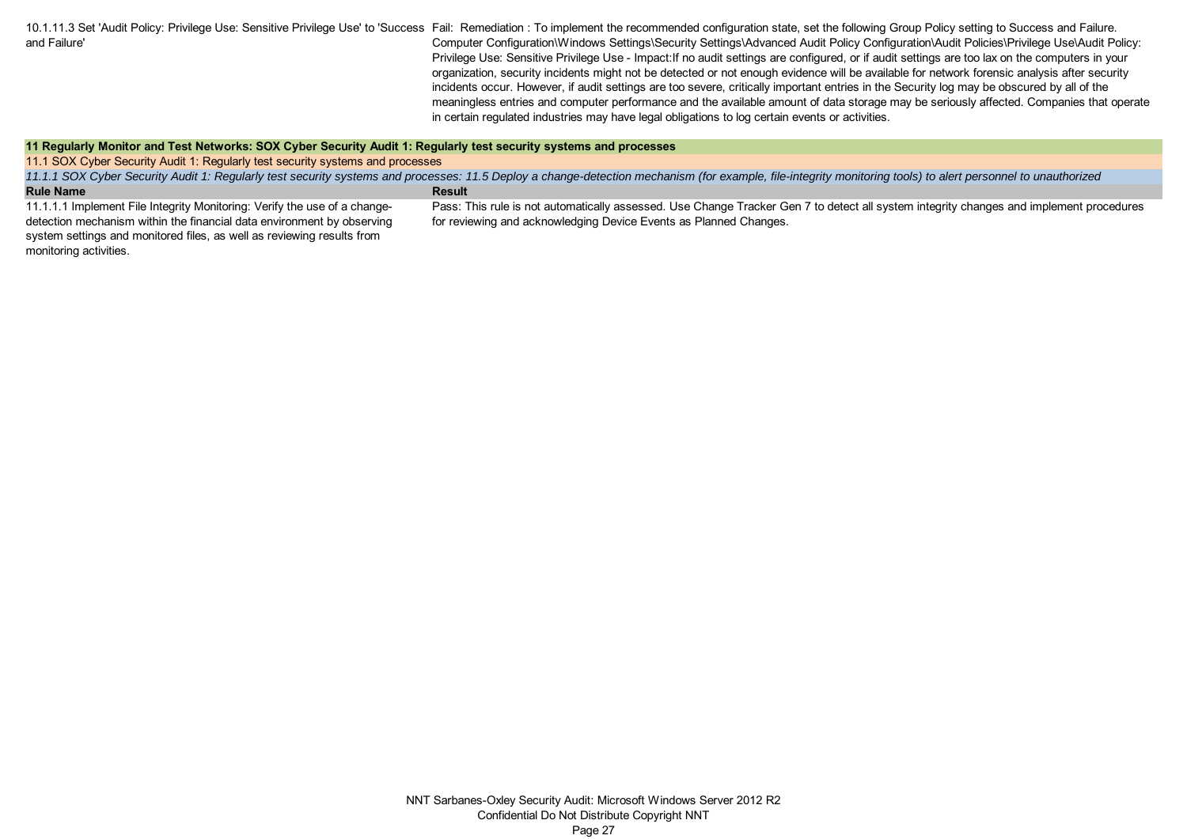| Rule Name | Result |
| --- | --- |
| 10.1.11.3 Set 'Audit Policy: Privilege Use: Sensitive Privilege Use' to 'Success and Failure' | Fail: Remediation : To implement the recommended configuration state, set the following Group Policy setting to Success and Failure. Computer Configuration\Windows Settings\Security Settings\Advanced Audit Policy Configuration\Audit Policies\Privilege Use\Audit Policy: Privilege Use: Sensitive Privilege Use - Impact:If no audit settings are configured, or if audit settings are too lax on the computers in your organization, security incidents might not be detected or not enough evidence will be available for network forensic analysis after security incidents occur. However, if audit settings are too severe, critically important entries in the Security log may be obscured by all of the meaningless entries and computer performance and the available amount of data storage may be seriously affected. Companies that operate in certain regulated industries may have legal obligations to log certain events or activities. |

## 11 Regularly Monitor and Test Networks: SOX Cyber Security Audit 1: Regularly test security systems and processes

### 11.1 SOX Cyber Security Audit 1: Regularly test security systems and processes

*11.1.1 SOX Cyber Security Audit 1: Regularly test security systems and processes: 11.5 Deploy a change-detection mechanism (for example, file-integrity monitoring tools) to alert personnel to unauthorized*

| Rule Name | Result |
| --- | --- |
| 11.1.1.1 Implement File Integrity Monitoring: Verify the use of a change-detection mechanism within the financial data environment by observing system settings and monitored files, as well as reviewing results from monitoring activities. | Pass: This rule is not automatically assessed. Use Change Tracker Gen 7 to detect all system integrity changes and implement procedures for reviewing and acknowledging Device Events as Planned Changes. |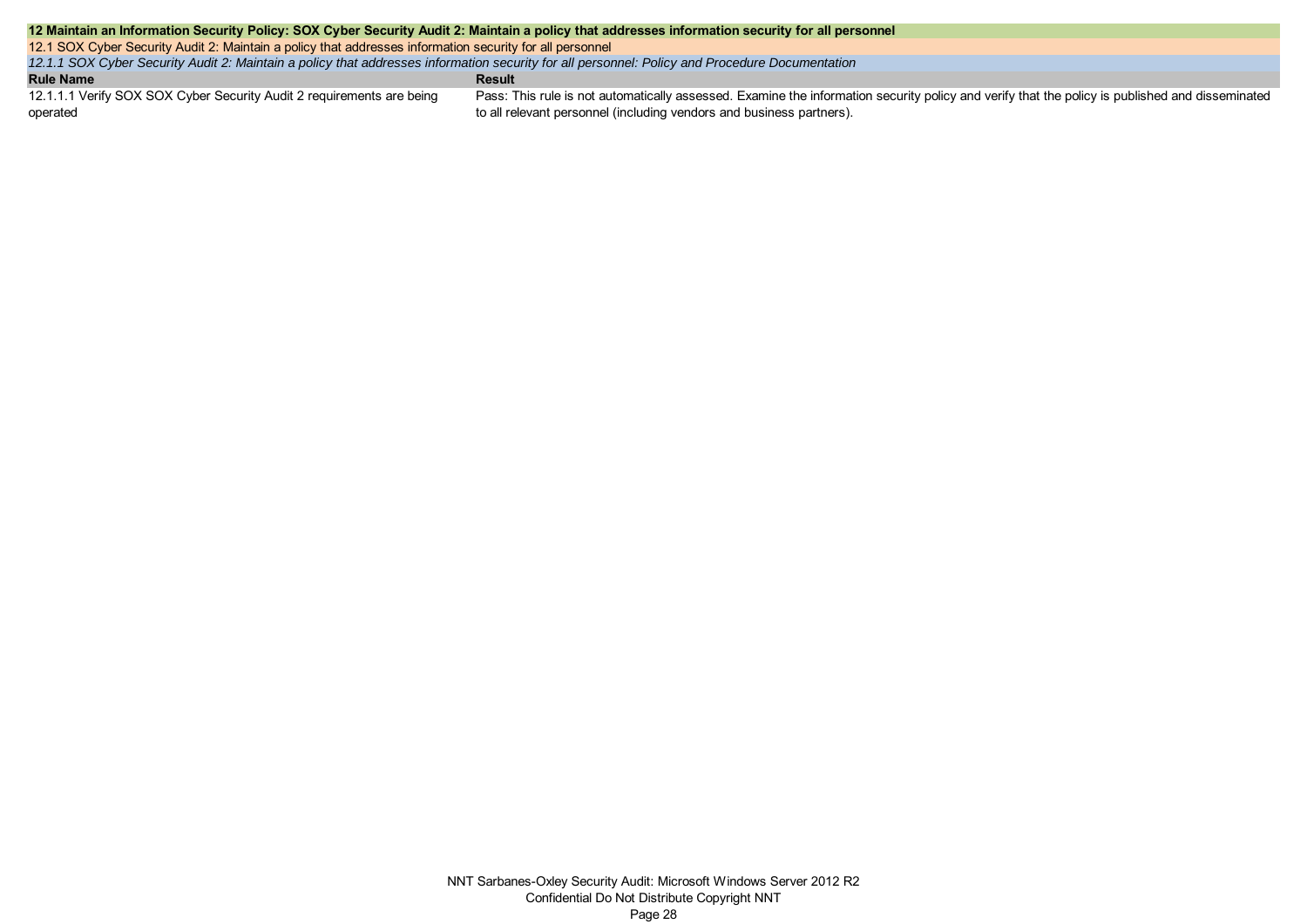**12 Maintain an Information Security Policy: SOX Cyber Security Audit 2: Maintain a policy that addresses information security for all personnel**

12.1 SOX Cyber Security Audit 2: Maintain a policy that addresses information security for all personnel

*12.1.1 SOX Cyber Security Audit 2: Maintain a policy that addresses information security for all personnel: Policy and Procedure Documentation*

| Rule Name | Result |
| --- | --- |
| 12.1.1.1 Verify SOX SOX Cyber Security Audit 2 requirements are being operated | Pass: This rule is not automatically assessed. Examine the information security policy and verify that the policy is published and disseminated to all relevant personnel (including vendors and business partners). |